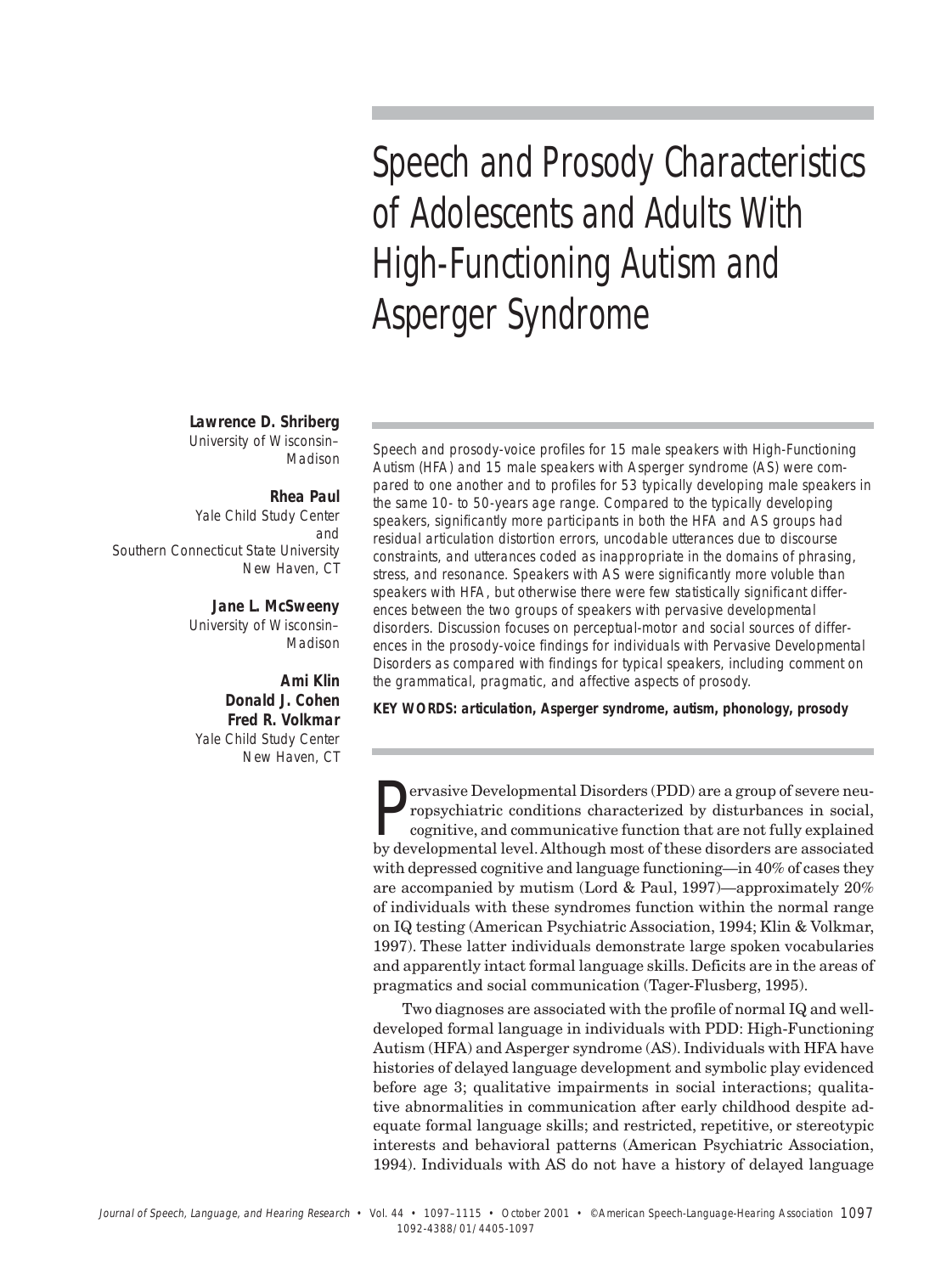# Speech and Prosody Characteristics of Adolescents and Adults With High-Functioning Autism and Asperger Syndrome

**Lawrence D. Shriberg**
University of Wisconsin–Madison

**Rhea Paul**
Yale Child Study Center
and
Southern Connecticut State University
New Haven, CT

**Jane L. McSweeny**
University of Wisconsin–Madison

**Ami Klin**
**Donald J. Cohen**
**Fred R. Volkmar**
Yale Child Study Center
New Haven, CT

*Speech and prosody-voice profiles for 15 male speakers with High-Functioning Autism (HFA) and 15 male speakers with Asperger syndrome (AS) were compared to one another and to profiles for 53 typically developing male speakers in the same 10- to 50-years age range. Compared to the typically developing speakers, significantly more participants in both the HFA and AS groups had residual articulation distortion errors, uncodable utterances due to discourse constraints, and utterances coded as inappropriate in the domains of phrasing, stress, and resonance. Speakers with AS were significantly more voluble than speakers with HFA, but otherwise there were few statistically significant differences between the two groups of speakers with pervasive developmental disorders. Discussion focuses on perceptual-motor and social sources of differences in the prosody-voice findings for individuals with Pervasive Developmental Disorders as compared with findings for typical speakers, including comment on the grammatical, pragmatic, and affective aspects of prosody.*

**KEY WORDS: articulation, Asperger syndrome, autism, phonology, prosody**

Pervasive Developmental Disorders (PDD) are a group of severe neuropsychiatric conditions characterized by disturbances in social, cognitive, and communicative function that are not fully explained by developmental level. Although most of these disorders are associated with depressed cognitive and language functioning—in 40% of cases they are accompanied by mutism (Lord & Paul, 1997)—approximately 20% of individuals with these syndromes function within the normal range on IQ testing (American Psychiatric Association, 1994; Klin & Volkmar, 1997). These latter individuals demonstrate large spoken vocabularies and apparently intact formal language skills. Deficits are in the areas of pragmatics and social communication (Tager-Flusberg, 1995).

Two diagnoses are associated with the profile of normal IQ and well-developed formal language in individuals with PDD: High-Functioning Autism (HFA) and Asperger syndrome (AS). Individuals with HFA have histories of delayed language development and symbolic play evidenced before age 3; qualitative impairments in social interactions; qualitative abnormalities in communication after early childhood despite adequate formal language skills; and restricted, repetitive, or stereotypic interests and behavioral patterns (American Psychiatric Association, 1994). Individuals with AS do not have a history of delayed language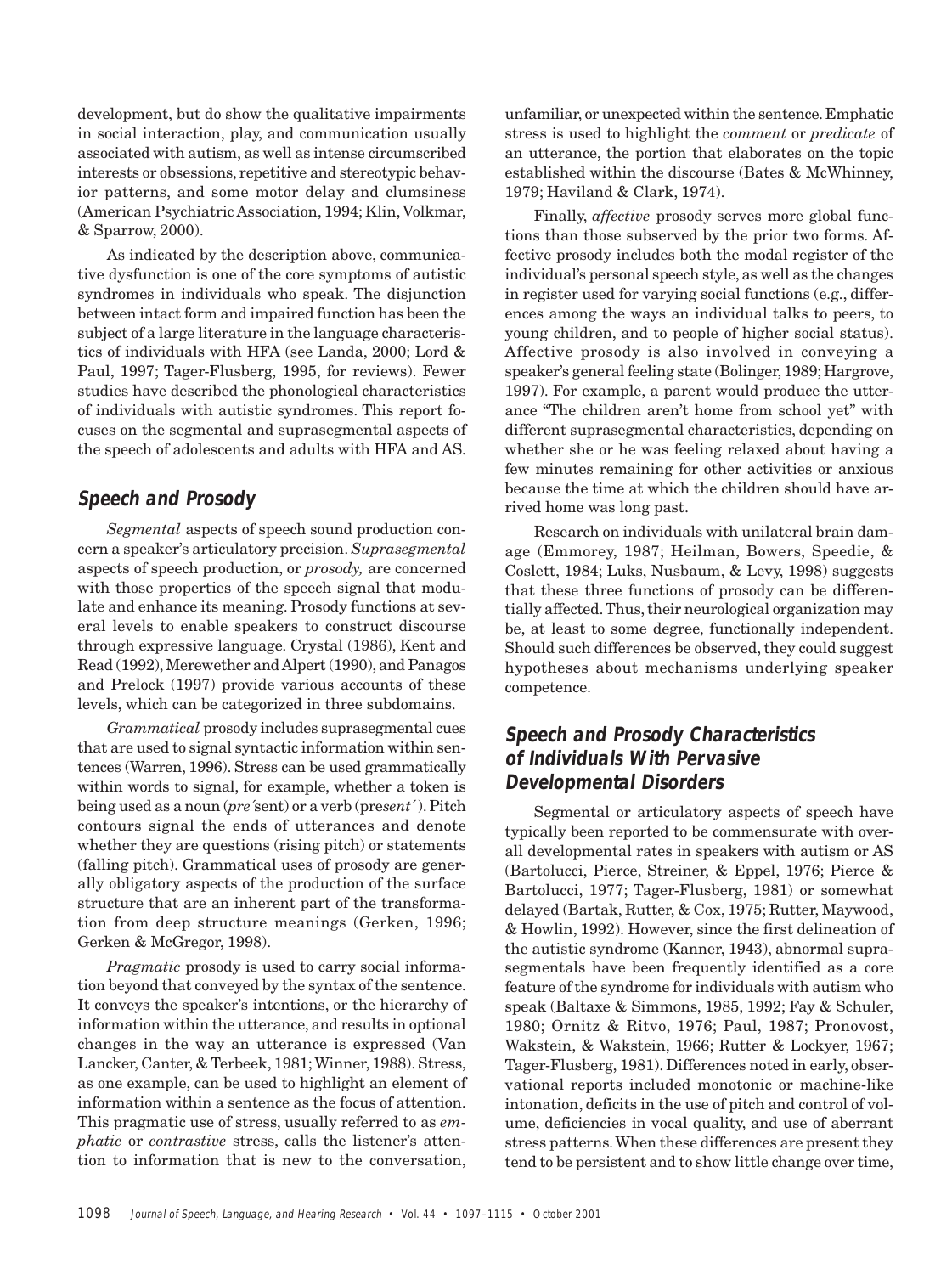development, but do show the qualitative impairments in social interaction, play, and communication usually associated with autism, as well as intense circumscribed interests or obsessions, repetitive and stereotypic behavior patterns, and some motor delay and clumsiness (American Psychiatric Association, 1994; Klin, Volkmar, & Sparrow, 2000).

As indicated by the description above, communicative dysfunction is one of the core symptoms of autistic syndromes in individuals who speak. The disjunction between intact form and impaired function has been the subject of a large literature in the language characteristics of individuals with HFA (see Landa, 2000; Lord & Paul, 1997; Tager-Flusberg, 1995, for reviews). Fewer studies have described the phonological characteristics of individuals with autistic syndromes. This report focuses on the segmental and suprasegmental aspects of the speech of adolescents and adults with HFA and AS.

## Speech and Prosody

*Segmental* aspects of speech sound production concern a speaker's articulatory precision. *Suprasegmental* aspects of speech production, or *prosody,* are concerned with those properties of the speech signal that modulate and enhance its meaning. Prosody functions at several levels to enable speakers to construct discourse through expressive language. Crystal (1986), Kent and Read (1992), Merewether and Alpert (1990), and Panagos and Prelock (1997) provide various accounts of these levels, which can be categorized in three subdomains.

*Grammatical* prosody includes suprasegmental cues that are used to signal syntactic information within sentences (Warren, 1996). Stress can be used grammatically within words to signal, for example, whether a token is being used as a noun (*pre´*sent) or a verb (pre*sent´*). Pitch contours signal the ends of utterances and denote whether they are questions (rising pitch) or statements (falling pitch). Grammatical uses of prosody are generally obligatory aspects of the production of the surface structure that are an inherent part of the transformation from deep structure meanings (Gerken, 1996; Gerken & McGregor, 1998).

*Pragmatic* prosody is used to carry social information beyond that conveyed by the syntax of the sentence. It conveys the speaker's intentions, or the hierarchy of information within the utterance, and results in optional changes in the way an utterance is expressed (Van Lancker, Canter, & Terbeek, 1981; Winner, 1988). Stress, as one example, can be used to highlight an element of information within a sentence as the focus of attention. This pragmatic use of stress, usually referred to as *emphatic* or *contrastive* stress, calls the listener's attention to information that is new to the conversation, unfamiliar, or unexpected within the sentence. Emphatic stress is used to highlight the *comment* or *predicate* of an utterance, the portion that elaborates on the topic established within the discourse (Bates & McWhinney, 1979; Haviland & Clark, 1974).

Finally, *affective* prosody serves more global functions than those subserved by the prior two forms. Affective prosody includes both the modal register of the individual's personal speech style, as well as the changes in register used for varying social functions (e.g., differences among the ways an individual talks to peers, to young children, and to people of higher social status). Affective prosody is also involved in conveying a speaker's general feeling state (Bolinger, 1989; Hargrove, 1997). For example, a parent would produce the utterance "The children aren't home from school yet" with different suprasegmental characteristics, depending on whether she or he was feeling relaxed about having a few minutes remaining for other activities or anxious because the time at which the children should have arrived home was long past.

Research on individuals with unilateral brain damage (Emmorey, 1987; Heilman, Bowers, Speedie, & Coslett, 1984; Luks, Nusbaum, & Levy, 1998) suggests that these three functions of prosody can be differentially affected. Thus, their neurological organization may be, at least to some degree, functionally independent. Should such differences be observed, they could suggest hypotheses about mechanisms underlying speaker competence.

## Speech and Prosody Characteristics of Individuals With Pervasive Developmental Disorders

Segmental or articulatory aspects of speech have typically been reported to be commensurate with overall developmental rates in speakers with autism or AS (Bartolucci, Pierce, Streiner, & Eppel, 1976; Pierce & Bartolucci, 1977; Tager-Flusberg, 1981) or somewhat delayed (Bartak, Rutter, & Cox, 1975; Rutter, Maywood, & Howlin, 1992). However, since the first delineation of the autistic syndrome (Kanner, 1943), abnormal suprasegmentals have been frequently identified as a core feature of the syndrome for individuals with autism who speak (Baltaxe & Simmons, 1985, 1992; Fay & Schuler, 1980; Ornitz & Ritvo, 1976; Paul, 1987; Pronovost, Wakstein, & Wakstein, 1966; Rutter & Lockyer, 1967; Tager-Flusberg, 1981). Differences noted in early, observational reports included monotonic or machine-like intonation, deficits in the use of pitch and control of volume, deficiencies in vocal quality, and use of aberrant stress patterns. When these differences are present they tend to be persistent and to show little change over time,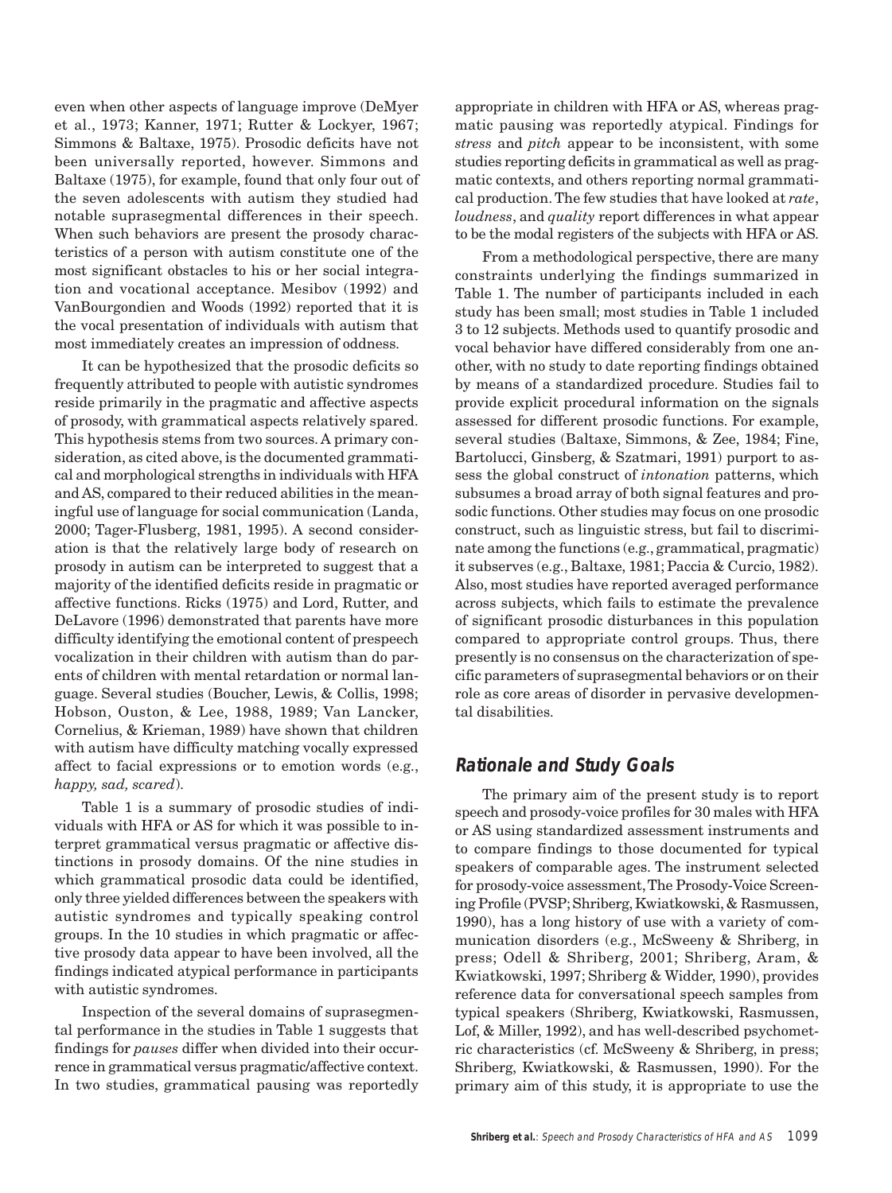even when other aspects of language improve (DeMyer et al., 1973; Kanner, 1971; Rutter & Lockyer, 1967; Simmons & Baltaxe, 1975). Prosodic deficits have not been universally reported, however. Simmons and Baltaxe (1975), for example, found that only four out of the seven adolescents with autism they studied had notable suprasegmental differences in their speech. When such behaviors are present the prosody characteristics of a person with autism constitute one of the most significant obstacles to his or her social integration and vocational acceptance. Mesibov (1992) and VanBourgondien and Woods (1992) reported that it is the vocal presentation of individuals with autism that most immediately creates an impression of oddness.

It can be hypothesized that the prosodic deficits so frequently attributed to people with autistic syndromes reside primarily in the pragmatic and affective aspects of prosody, with grammatical aspects relatively spared. This hypothesis stems from two sources. A primary consideration, as cited above, is the documented grammatical and morphological strengths in individuals with HFA and AS, compared to their reduced abilities in the meaningful use of language for social communication (Landa, 2000; Tager-Flusberg, 1981, 1995). A second consideration is that the relatively large body of research on prosody in autism can be interpreted to suggest that a majority of the identified deficits reside in pragmatic or affective functions. Ricks (1975) and Lord, Rutter, and DeLavore (1996) demonstrated that parents have more difficulty identifying the emotional content of prespeech vocalization in their children with autism than do parents of children with mental retardation or normal language. Several studies (Boucher, Lewis, & Collis, 1998; Hobson, Ouston, & Lee, 1988, 1989; Van Lancker, Cornelius, & Krieman, 1989) have shown that children with autism have difficulty matching vocally expressed affect to facial expressions or to emotion words (e.g., *happy, sad, scared*).

Table 1 is a summary of prosodic studies of individuals with HFA or AS for which it was possible to interpret grammatical versus pragmatic or affective distinctions in prosody domains. Of the nine studies in which grammatical prosodic data could be identified, only three yielded differences between the speakers with autistic syndromes and typically speaking control groups. In the 10 studies in which pragmatic or affective prosody data appear to have been involved, all the findings indicated atypical performance in participants with autistic syndromes.

Inspection of the several domains of suprasegmental performance in the studies in Table 1 suggests that findings for *pauses* differ when divided into their occurrence in grammatical versus pragmatic/affective context. In two studies, grammatical pausing was reportedly appropriate in children with HFA or AS, whereas pragmatic pausing was reportedly atypical. Findings for *stress* and *pitch* appear to be inconsistent, with some studies reporting deficits in grammatical as well as pragmatic contexts, and others reporting normal grammatical production. The few studies that have looked at *rate*, *loudness*, and *quality* report differences in what appear to be the modal registers of the subjects with HFA or AS.

From a methodological perspective, there are many constraints underlying the findings summarized in Table 1. The number of participants included in each study has been small; most studies in Table 1 included 3 to 12 subjects. Methods used to quantify prosodic and vocal behavior have differed considerably from one another, with no study to date reporting findings obtained by means of a standardized procedure. Studies fail to provide explicit procedural information on the signals assessed for different prosodic functions. For example, several studies (Baltaxe, Simmons, & Zee, 1984; Fine, Bartolucci, Ginsberg, & Szatmari, 1991) purport to assess the global construct of *intonation* patterns, which subsumes a broad array of both signal features and prosodic functions. Other studies may focus on one prosodic construct, such as linguistic stress, but fail to discriminate among the functions (e.g., grammatical, pragmatic) it subserves (e.g., Baltaxe, 1981; Paccia & Curcio, 1982). Also, most studies have reported averaged performance across subjects, which fails to estimate the prevalence of significant prosodic disturbances in this population compared to appropriate control groups. Thus, there presently is no consensus on the characterization of specific parameters of suprasegmental behaviors or on their role as core areas of disorder in pervasive developmental disabilities.

## Rationale and Study Goals

The primary aim of the present study is to report speech and prosody-voice profiles for 30 males with HFA or AS using standardized assessment instruments and to compare findings to those documented for typical speakers of comparable ages. The instrument selected for prosody-voice assessment, The Prosody-Voice Screening Profile (PVSP; Shriberg, Kwiatkowski, & Rasmussen, 1990), has a long history of use with a variety of communication disorders (e.g., McSweeny & Shriberg, in press; Odell & Shriberg, 2001; Shriberg, Aram, & Kwiatkowski, 1997; Shriberg & Widder, 1990), provides reference data for conversational speech samples from typical speakers (Shriberg, Kwiatkowski, Rasmussen, Lof, & Miller, 1992), and has well-described psychometric characteristics (cf. McSweeny & Shriberg, in press; Shriberg, Kwiatkowski, & Rasmussen, 1990). For the primary aim of this study, it is appropriate to use the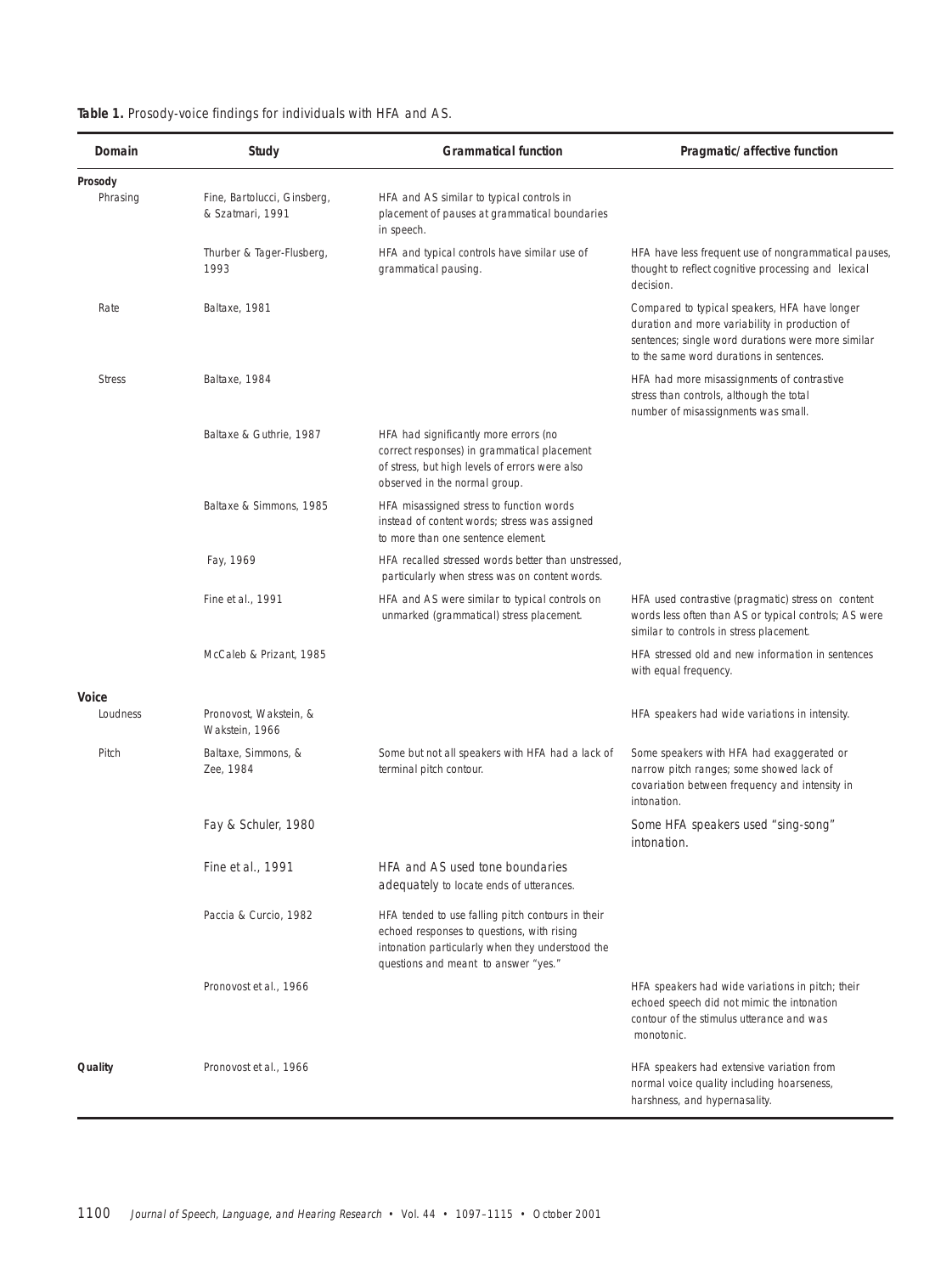**Table 1.** Prosody-voice findings for individuals with HFA and AS.

| Domain | Study | Grammatical function | Pragmatic/affective function |
|---|---|---|---|
| **Prosody** | | | |
| Phrasing | Fine, Bartolucci, Ginsberg, & Szatmari, 1991 | HFA and AS similar to typical controls in placement of pauses at grammatical boundaries in speech. | |
| | Thurber & Tager-Flusberg, 1993 | HFA and typical controls have similar use of grammatical pausing. | HFA have less frequent use of nongrammatical pauses, thought to reflect cognitive processing and lexical decision. |
| Rate | Baltaxe, 1981 | | Compared to typical speakers, HFA have longer duration and more variability in production of sentences; single word durations were more similar to the same word durations in sentences. |
| Stress | Baltaxe, 1984 | | HFA had more misassignments of contrastive stress than controls, although the total number of misassignments was small. |
| | Baltaxe & Guthrie, 1987 | HFA had significantly more errors (no correct responses) in grammatical placement of stress, but high levels of errors were also observed in the normal group. | |
| | Baltaxe & Simmons, 1985 | HFA misassigned stress to function words instead of content words; stress was assigned to more than one sentence element. | |
| | Fay, 1969 | HFA recalled stressed words better than unstressed, particularly when stress was on content words. | |
| | Fine et al., 1991 | HFA and AS were similar to typical controls on unmarked (grammatical) stress placement. | HFA used contrastive (pragmatic) stress on content words less often than AS or typical controls; AS were similar to controls in stress placement. |
| | McCaleb & Prizant, 1985 | | HFA stressed old and new information in sentences with equal frequency. |
| **Voice** | | | |
| Loudness | Pronovost, Wakstein, & Wakstein, 1966 | | HFA speakers had wide variations in intensity. |
| Pitch | Baltaxe, Simmons, & Zee, 1984 | Some but not all speakers with HFA had a lack of terminal pitch contour. | Some speakers with HFA had exaggerated or narrow pitch ranges; some showed lack of covariation between frequency and intensity in intonation. |
| | Fay & Schuler, 1980 | | Some HFA speakers used "sing-song" intonation. |
| | Fine et al., 1991 | HFA and AS used tone boundaries adequately to locate ends of utterances. | |
| | Paccia & Curcio, 1982 | HFA tended to use falling pitch contours in their echoed responses to questions, with rising intonation particularly when they understood the questions and meant to answer "yes." | |
| | Pronovost et al., 1966 | | HFA speakers had wide variations in pitch; their echoed speech did not mimic the intonation contour of the stimulus utterance and was monotonic. |
| **Quality** | Pronovost et al., 1966 | | HFA speakers had extensive variation from normal voice quality including hoarseness, harshness, and hypernasality. |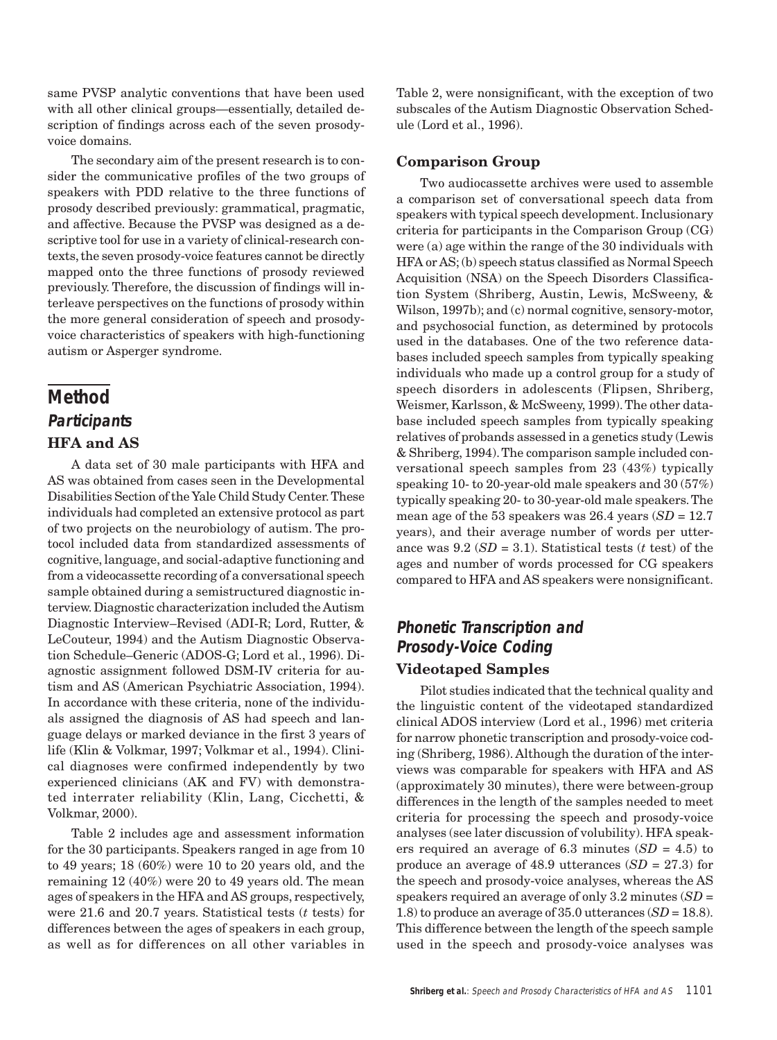same PVSP analytic conventions that have been used with all other clinical groups—essentially, detailed description of findings across each of the seven prosody-voice domains.

The secondary aim of the present research is to consider the communicative profiles of the two groups of speakers with PDD relative to the three functions of prosody described previously: grammatical, pragmatic, and affective. Because the PVSP was designed as a descriptive tool for use in a variety of clinical-research contexts, the seven prosody-voice features cannot be directly mapped onto the three functions of prosody reviewed previously. Therefore, the discussion of findings will interleave perspectives on the functions of prosody within the more general consideration of speech and prosody-voice characteristics of speakers with high-functioning autism or Asperger syndrome.

# Method

## Participants

### HFA and AS

A data set of 30 male participants with HFA and AS was obtained from cases seen in the Developmental Disabilities Section of the Yale Child Study Center. These individuals had completed an extensive protocol as part of two projects on the neurobiology of autism. The protocol included data from standardized assessments of cognitive, language, and social-adaptive functioning and from a videocassette recording of a conversational speech sample obtained during a semistructured diagnostic interview. Diagnostic characterization included the Autism Diagnostic Interview–Revised (ADI-R; Lord, Rutter, & LeCouteur, 1994) and the Autism Diagnostic Observation Schedule–Generic (ADOS-G; Lord et al., 1996). Diagnostic assignment followed DSM-IV criteria for autism and AS (American Psychiatric Association, 1994). In accordance with these criteria, none of the individuals assigned the diagnosis of AS had speech and language delays or marked deviance in the first 3 years of life (Klin & Volkmar, 1997; Volkmar et al., 1994). Clinical diagnoses were confirmed independently by two experienced clinicians (AK and FV) with demonstrated interrater reliability (Klin, Lang, Cicchetti, & Volkmar, 2000).

Table 2 includes age and assessment information for the 30 participants. Speakers ranged in age from 10 to 49 years; 18 (60%) were 10 to 20 years old, and the remaining 12 (40%) were 20 to 49 years old. The mean ages of speakers in the HFA and AS groups, respectively, were 21.6 and 20.7 years. Statistical tests (*t* tests) for differences between the ages of speakers in each group, as well as for differences on all other variables in Table 2, were nonsignificant, with the exception of two subscales of the Autism Diagnostic Observation Schedule (Lord et al., 1996).

### Comparison Group

Two audiocassette archives were used to assemble a comparison set of conversational speech data from speakers with typical speech development. Inclusionary criteria for participants in the Comparison Group (CG) were (a) age within the range of the 30 individuals with HFA or AS; (b) speech status classified as Normal Speech Acquisition (NSA) on the Speech Disorders Classification System (Shriberg, Austin, Lewis, McSweeny, & Wilson, 1997b); and (c) normal cognitive, sensory-motor, and psychosocial function, as determined by protocols used in the databases. One of the two reference databases included speech samples from typically speaking individuals who made up a control group for a study of speech disorders in adolescents (Flipsen, Shriberg, Weismer, Karlsson, & McSweeny, 1999). The other database included speech samples from typically speaking relatives of probands assessed in a genetics study (Lewis & Shriberg, 1994). The comparison sample included conversational speech samples from 23 (43%) typically speaking 10- to 20-year-old male speakers and 30 (57%) typically speaking 20- to 30-year-old male speakers. The mean age of the 53 speakers was 26.4 years (*SD* = 12.7 years), and their average number of words per utterance was 9.2 (*SD* = 3.1). Statistical tests (*t* test) of the ages and number of words processed for CG speakers compared to HFA and AS speakers were nonsignificant.

## Phonetic Transcription and Prosody-Voice Coding

### Videotaped Samples

Pilot studies indicated that the technical quality and the linguistic content of the videotaped standardized clinical ADOS interview (Lord et al., 1996) met criteria for narrow phonetic transcription and prosody-voice coding (Shriberg, 1986). Although the duration of the interviews was comparable for speakers with HFA and AS (approximately 30 minutes), there were between-group differences in the length of the samples needed to meet criteria for processing the speech and prosody-voice analyses (see later discussion of volubility). HFA speakers required an average of 6.3 minutes (*SD* = 4.5) to produce an average of 48.9 utterances (*SD* = 27.3) for the speech and prosody-voice analyses, whereas the AS speakers required an average of only 3.2 minutes (*SD* = 1.8) to produce an average of 35.0 utterances (*SD* = 18.8). This difference between the length of the speech sample used in the speech and prosody-voice analyses was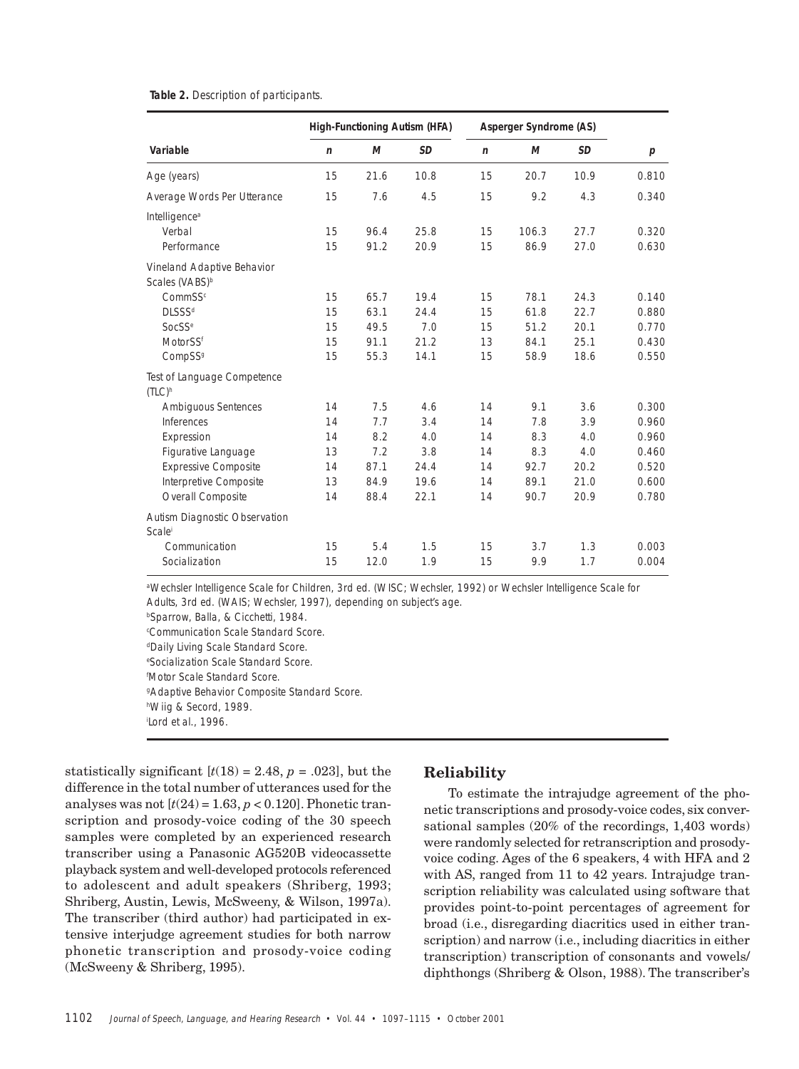**Table 2.** Description of participants.

| Variable | High-Functioning Autism (HFA) | | | Asperger Syndrome (AS) | | | |
|---|---|---|---|---|---|---|---|
| | *n* | *M* | *SD* | *n* | *M* | *SD* | *p* |
| Age (years) | 15 | 21.6 | 10.8 | 15 | 20.7 | 10.9 | 0.810 |
| Average Words Per Utterance | 15 | 7.6 | 4.5 | 15 | 9.2 | 4.3 | 0.340 |
| Intelligence[a] | | | | | | | |
| Verbal | 15 | 96.4 | 25.8 | 15 | 106.3 | 27.7 | 0.320 |
| Performance | 15 | 91.2 | 20.9 | 15 | 86.9 | 27.0 | 0.630 |
| Vineland Adaptive Behavior Scales (VABS)[b] | | | | | | | |
| CommSS[c] | 15 | 65.7 | 19.4 | 15 | 78.1 | 24.3 | 0.140 |
| DLSSS[d] | 15 | 63.1 | 24.4 | 15 | 61.8 | 22.7 | 0.880 |
| SocSS[e] | 15 | 49.5 | 7.0 | 15 | 51.2 | 20.1 | 0.770 |
| MotorSS[f] | 15 | 91.1 | 21.2 | 13 | 84.1 | 25.1 | 0.430 |
| CompSS[g] | 15 | 55.3 | 14.1 | 15 | 58.9 | 18.6 | 0.550 |
| Test of Language Competence (TLC)[h] | | | | | | | |
| Ambiguous Sentences | 14 | 7.5 | 4.6 | 14 | 9.1 | 3.6 | 0.300 |
| Inferences | 14 | 7.7 | 3.4 | 14 | 7.8 | 3.9 | 0.960 |
| Expression | 14 | 8.2 | 4.0 | 14 | 8.3 | 4.0 | 0.960 |
| Figurative Language | 13 | 7.2 | 3.8 | 14 | 8.3 | 4.0 | 0.460 |
| Expressive Composite | 14 | 87.1 | 24.4 | 14 | 92.7 | 20.2 | 0.520 |
| Interpretive Composite | 13 | 84.9 | 19.6 | 14 | 89.1 | 21.0 | 0.600 |
| Overall Composite | 14 | 88.4 | 22.1 | 14 | 90.7 | 20.9 | 0.780 |
| Autism Diagnostic Observation Scale[i] | | | | | | | |
| Communication | 15 | 5.4 | 1.5 | 15 | 3.7 | 1.3 | 0.003 |
| Socialization | 15 | 12.0 | 1.9 | 15 | 9.9 | 1.7 | 0.004 |

[a]Wechsler Intelligence Scale for Children, 3rd ed. (WISC; Wechsler, 1992) or Wechsler Intelligence Scale for Adults, 3rd ed. (WAIS; Wechsler, 1997), depending on subject's age.
[b]Sparrow, Balla, & Cicchetti, 1984.
[c]Communication Scale Standard Score.
[d]Daily Living Scale Standard Score.
[e]Socialization Scale Standard Score.
[f]Motor Scale Standard Score.
[g]Adaptive Behavior Composite Standard Score.
[h]Wiig & Secord, 1989.
[i]Lord et al., 1996.

statistically significant [$t(18) = 2.48$, $p = .023$], but the difference in the total number of utterances used for the analyses was not [$t(24) = 1.63$, $p < 0.120$]. Phonetic transcription and prosody-voice coding of the 30 speech samples were completed by an experienced research transcriber using a Panasonic AG520B videocassette playback system and well-developed protocols referenced to adolescent and adult speakers (Shriberg, 1993; Shriberg, Austin, Lewis, McSweeny, & Wilson, 1997a). The transcriber (third author) had participated in extensive interjudge agreement studies for both narrow phonetic transcription and prosody-voice coding (McSweeny & Shriberg, 1995).

## Reliability

To estimate the intrajudge agreement of the phonetic transcriptions and prosody-voice codes, six conversational samples (20% of the recordings, 1,403 words) were randomly selected for retranscription and prosody-voice coding. Ages of the 6 speakers, 4 with HFA and 2 with AS, ranged from 11 to 42 years. Intrajudge transcription reliability was calculated using software that provides point-to-point percentages of agreement for broad (i.e., disregarding diacritics used in either transcription) and narrow (i.e., including diacritics in either transcription) transcription of consonants and vowels/diphthongs (Shriberg & Olson, 1988). The transcriber's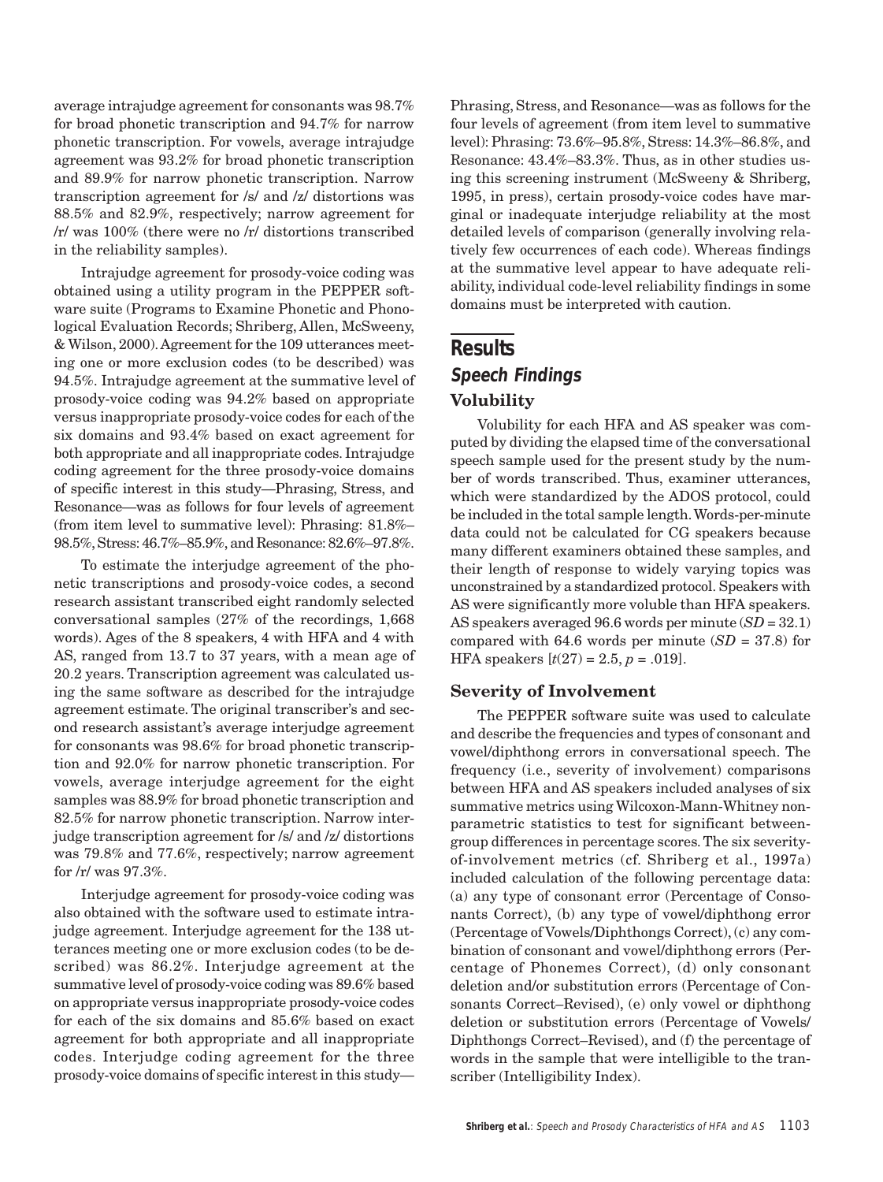average intrajudge agreement for consonants was 98.7% for broad phonetic transcription and 94.7% for narrow phonetic transcription. For vowels, average intrajudge agreement was 93.2% for broad phonetic transcription and 89.9% for narrow phonetic transcription. Narrow transcription agreement for /s/ and /z/ distortions was 88.5% and 82.9%, respectively; narrow agreement for /r/ was 100% (there were no /r/ distortions transcribed in the reliability samples).

Intrajudge agreement for prosody-voice coding was obtained using a utility program in the PEPPER software suite (Programs to Examine Phonetic and Phonological Evaluation Records; Shriberg, Allen, McSweeny, & Wilson, 2000). Agreement for the 109 utterances meeting one or more exclusion codes (to be described) was 94.5%. Intrajudge agreement at the summative level of prosody-voice coding was 94.2% based on appropriate versus inappropriate prosody-voice codes for each of the six domains and 93.4% based on exact agreement for both appropriate and all inappropriate codes. Intrajudge coding agreement for the three prosody-voice domains of specific interest in this study—Phrasing, Stress, and Resonance—was as follows for four levels of agreement (from item level to summative level): Phrasing: 81.8%–98.5%, Stress: 46.7%–85.9%, and Resonance: 82.6%–97.8%.

To estimate the interjudge agreement of the phonetic transcriptions and prosody-voice codes, a second research assistant transcribed eight randomly selected conversational samples (27% of the recordings, 1,668 words). Ages of the 8 speakers, 4 with HFA and 4 with AS, ranged from 13.7 to 37 years, with a mean age of 20.2 years. Transcription agreement was calculated using the same software as described for the intrajudge agreement estimate. The original transcriber's and second research assistant's average interjudge agreement for consonants was 98.6% for broad phonetic transcription and 92.0% for narrow phonetic transcription. For vowels, average interjudge agreement for the eight samples was 88.9% for broad phonetic transcription and 82.5% for narrow phonetic transcription. Narrow interjudge transcription agreement for /s/ and /z/ distortions was 79.8% and 77.6%, respectively; narrow agreement for /r/ was 97.3%.

Interjudge agreement for prosody-voice coding was also obtained with the software used to estimate intrajudge agreement. Interjudge agreement for the 138 utterances meeting one or more exclusion codes (to be described) was 86.2%. Interjudge agreement at the summative level of prosody-voice coding was 89.6% based on appropriate versus inappropriate prosody-voice codes for each of the six domains and 85.6% based on exact agreement for both appropriate and all inappropriate codes. Interjudge coding agreement for the three prosody-voice domains of specific interest in this study—Phrasing, Stress, and Resonance—was as follows for the four levels of agreement (from item level to summative level): Phrasing: 73.6%–95.8%, Stress: 14.3%–86.8%, and Resonance: 43.4%–83.3%. Thus, as in other studies using this screening instrument (McSweeny & Shriberg, 1995, in press), certain prosody-voice codes have marginal or inadequate interjudge reliability at the most detailed levels of comparison (generally involving relatively few occurrences of each code). Whereas findings at the summative level appear to have adequate reliability, individual code-level reliability findings in some domains must be interpreted with caution.

# Results

## Speech Findings

### Volubility

Volubility for each HFA and AS speaker was computed by dividing the elapsed time of the conversational speech sample used for the present study by the number of words transcribed. Thus, examiner utterances, which were standardized by the ADOS protocol, could be included in the total sample length. Words-per-minute data could not be calculated for CG speakers because many different examiners obtained these samples, and their length of response to widely varying topics was unconstrained by a standardized protocol. Speakers with AS were significantly more voluble than HFA speakers. AS speakers averaged 96.6 words per minute ($SD$ = 32.1) compared with 64.6 words per minute ($SD$ = 37.8) for HFA speakers [$t(27) = 2.5$, $p = .019$].

### Severity of Involvement

The PEPPER software suite was used to calculate and describe the frequencies and types of consonant and vowel/diphthong errors in conversational speech. The frequency (i.e., severity of involvement) comparisons between HFA and AS speakers included analyses of six summative metrics using Wilcoxon-Mann-Whitney nonparametric statistics to test for significant between-group differences in percentage scores. The six severity-of-involvement metrics (cf. Shriberg et al., 1997a) included calculation of the following percentage data: (a) any type of consonant error (Percentage of Consonants Correct), (b) any type of vowel/diphthong error (Percentage of Vowels/Diphthongs Correct), (c) any combination of consonant and vowel/diphthong errors (Percentage of Phonemes Correct), (d) only consonant deletion and/or substitution errors (Percentage of Consonants Correct–Revised), (e) only vowel or diphthong deletion or substitution errors (Percentage of Vowels/Diphthongs Correct–Revised), and (f) the percentage of words in the sample that were intelligible to the transcriber (Intelligibility Index).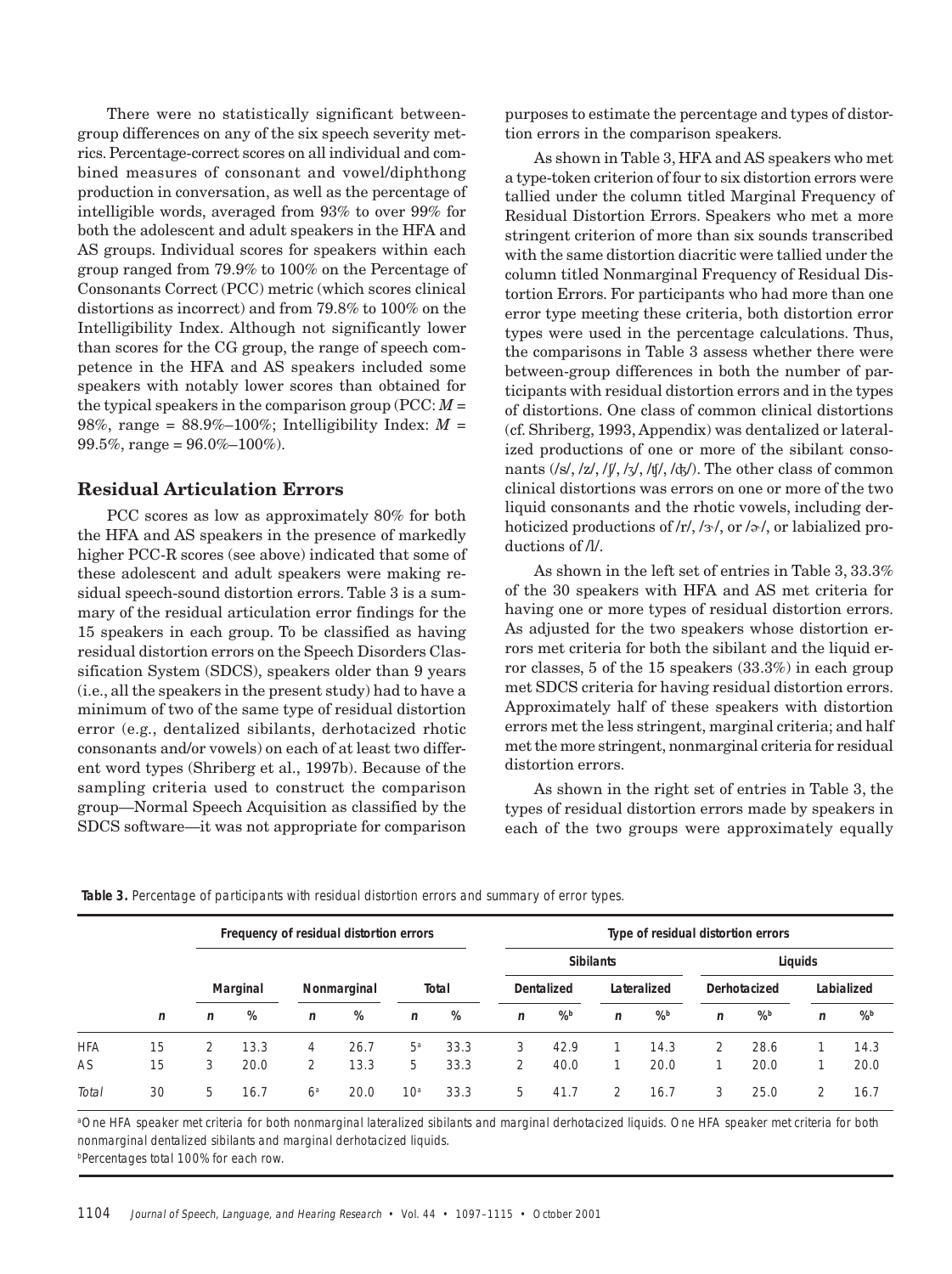There were no statistically significant between-group differences on any of the six speech severity metrics. Percentage-correct scores on all individual and combined measures of consonant and vowel/diphthong production in conversation, as well as the percentage of intelligible words, averaged from 93% to over 99% for both the adolescent and adult speakers in the HFA and AS groups. Individual scores for speakers within each group ranged from 79.9% to 100% on the Percentage of Consonants Correct (PCC) metric (which scores clinical distortions as incorrect) and from 79.8% to 100% on the Intelligibility Index. Although not significantly lower than scores for the CG group, the range of speech competence in the HFA and AS speakers included some speakers with notably lower scores than obtained for the typical speakers in the comparison group (PCC: $M$ = 98%, range = 88.9%–100%; Intelligibility Index: $M$ = 99.5%, range = 96.0%–100%).

## Residual Articulation Errors

PCC scores as low as approximately 80% for both the HFA and AS speakers in the presence of markedly higher PCC-R scores (see above) indicated that some of these adolescent and adult speakers were making residual speech-sound distortion errors. Table 3 is a summary of the residual articulation error findings for the 15 speakers in each group. To be classified as having residual distortion errors on the Speech Disorders Classification System (SDCS), speakers older than 9 years (i.e., all the speakers in the present study) had to have a minimum of two of the same type of residual distortion error (e.g., dentalized sibilants, derhotacized rhotic consonants and/or vowels) on each of at least two different word types (Shriberg et al., 1997b). Because of the sampling criteria used to construct the comparison group—Normal Speech Acquisition as classified by the SDCS software—it was not appropriate for comparison purposes to estimate the percentage and types of distortion errors in the comparison speakers.

As shown in Table 3, HFA and AS speakers who met a type-token criterion of four to six distortion errors were tallied under the column titled Marginal Frequency of Residual Distortion Errors. Speakers who met a more stringent criterion of more than six sounds transcribed with the same distortion diacritic were tallied under the column titled Nonmarginal Frequency of Residual Distortion Errors. For participants who had more than one error type meeting these criteria, both distortion error types were used in the percentage calculations. Thus, the comparisons in Table 3 assess whether there were between-group differences in both the number of participants with residual distortion errors and in the types of distortions. One class of common clinical distortions (cf. Shriberg, 1993, Appendix) was dentalized or lateralized productions of one or more of the sibilant consonants (/s/, /z/, /ʃ/, /ʒ/, /ʧ/, /ʤ/). The other class of common clinical distortions was errors on one or more of the two liquid consonants and the rhotic vowels, including derhoticized productions of /r/, /ɝ/, or /ɚ/, or labialized productions of /l/.

As shown in the left set of entries in Table 3, 33.3% of the 30 speakers with HFA and AS met criteria for having one or more types of residual distortion errors. As adjusted for the two speakers whose distortion errors met criteria for both the sibilant and the liquid error classes, 5 of the 15 speakers (33.3%) in each group met SDCS criteria for having residual distortion errors. Approximately half of these speakers with distortion errors met the less stringent, marginal criteria; and half met the more stringent, nonmarginal criteria for residual distortion errors.

As shown in the right set of entries in Table 3, the types of residual distortion errors made by speakers in each of the two groups were approximately equally

**Table 3.** Percentage of participants with residual distortion errors and summary of error types.

| | | Frequency of residual distortion errors | | | | | | Type of residual distortion errors | | | | | | | |
|---|---|---|---|---|---|---|---|---|---|---|---|---|---|---|---|
| | | | | | | | | Sibilants | | | | Liquids | | | |
| | | Marginal | | Nonmarginal | | Total | | Dentalized | | Lateralized | | Derhotacized | | Labialized | |
| | n | n | % | n | % | n | % | n | %[b] | n | %[b] | n | %[b] | n | %[b] |
| HFA | 15 | 2 | 13.3 | 4 | 26.7 | 5[a] | 33.3 | 3 | 42.9 | 1 | 14.3 | 2 | 28.6 | 1 | 14.3 |
| AS | 15 | 3 | 20.0 | 2 | 13.3 | 5 | 33.3 | 2 | 40.0 | 1 | 20.0 | 1 | 20.0 | 1 | 20.0 |
| *Total* | 30 | 5 | 16.7 | 6[a] | 20.0 | 10[a] | 33.3 | 5 | 41.7 | 2 | 16.7 | 3 | 25.0 | 2 | 16.7 |

[a]One HFA speaker met criteria for both nonmarginal lateralized sibilants and marginal derhotacized liquids. One HFA speaker met criteria for both nonmarginal dentalized sibilants and marginal derhotacized liquids.
[b]Percentages total 100% for each row.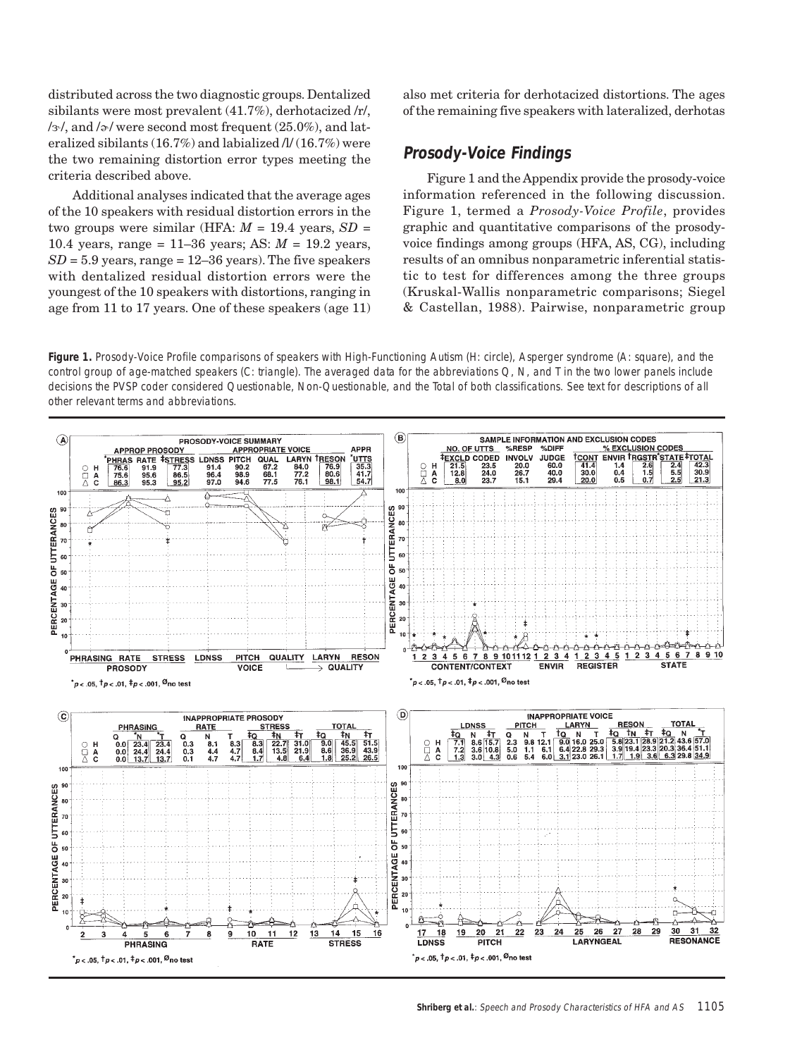distributed across the two diagnostic groups. Dentalized sibilants were most prevalent (41.7%), derhotacized /r/, /ɝ/, and /ɚ/ were second most frequent (25.0%), and lateralized sibilants (16.7%) and labialized /l/ (16.7%) were the two remaining distortion error types meeting the criteria described above.

Additional analyses indicated that the average ages of the 10 speakers with residual distortion errors in the two groups were similar (HFA: $M$ = 19.4 years, $SD$ = 10.4 years, range = 11–36 years; AS: $M$ = 19.2 years, $SD$ = 5.9 years, range = 12–36 years). The five speakers with dentalized residual distortion errors were the youngest of the 10 speakers with distortions, ranging in age from 11 to 17 years. One of these speakers (age 11) also met criteria for derhotacized distortions. The ages of the remaining five speakers with lateralized, derhotas

## Prosody-Voice Findings

Figure 1 and the Appendix provide the prosody-voice information referenced in the following discussion. Figure 1, termed a *Prosody-Voice Profile*, provides graphic and quantitative comparisons of the prosody-voice findings among groups (HFA, AS, CG), including results of an omnibus nonparametric inferential statistic to test for differences among the three groups (Kruskal-Wallis nonparametric comparisons; Siegel & Castellan, 1988). Pairwise, nonparametric group

**Figure 1.** Prosody-Voice Profile comparisons of speakers with High-Functioning Autism (H: circle), Asperger syndrome (A: square), and the control group of age-matched speakers (C: triangle). The averaged data for the abbreviations Q, N, and T in the two lower panels include decisions the PVSP coder considered Questionable, Non-Questionable, and the Total of both classifications. See text for descriptions of all other relevant terms and abbreviations.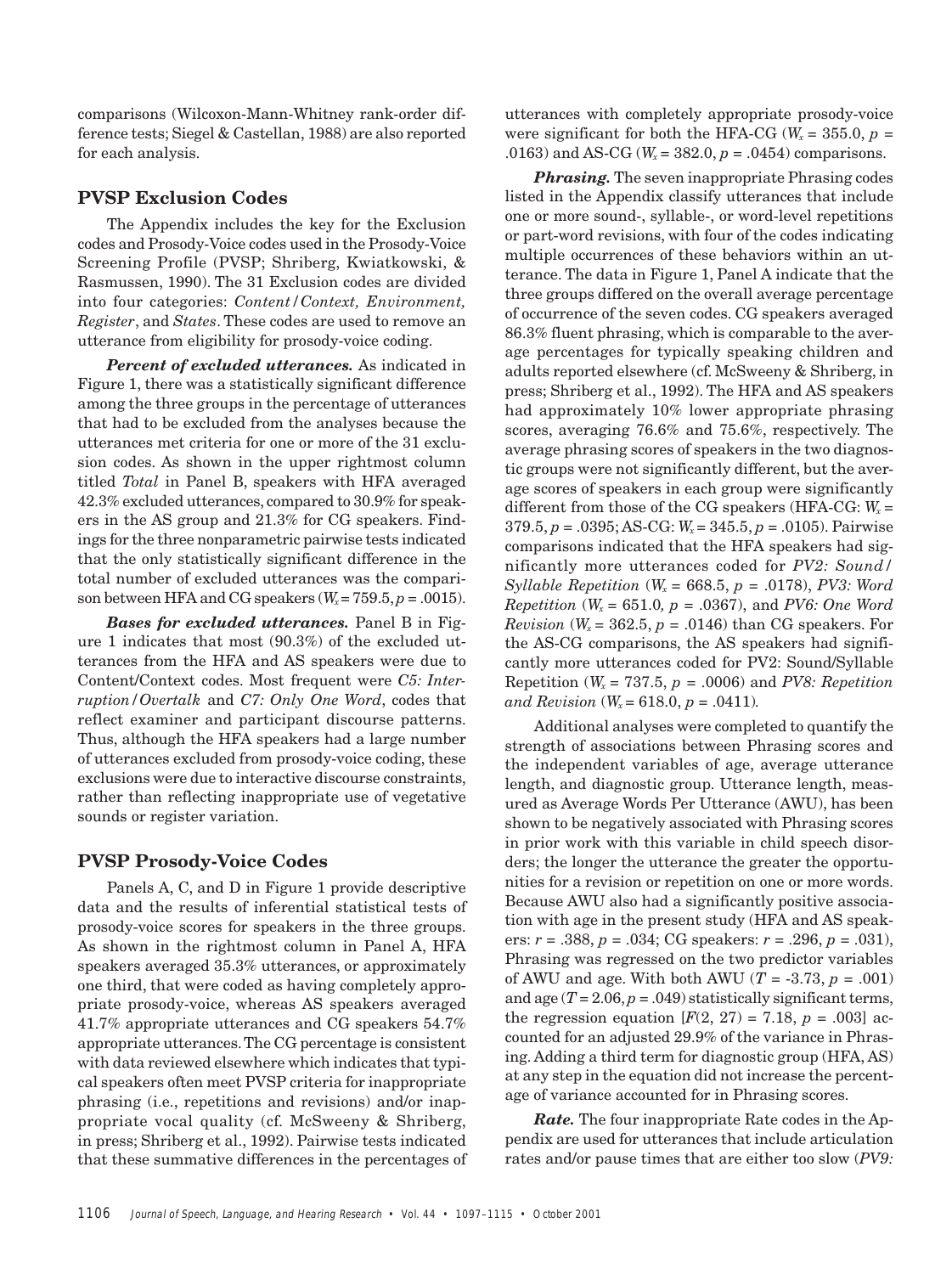comparisons (Wilcoxon-Mann-Whitney rank-order difference tests; Siegel & Castellan, 1988) are also reported for each analysis.

## PVSP Exclusion Codes

The Appendix includes the key for the Exclusion codes and Prosody-Voice codes used in the Prosody-Voice Screening Profile (PVSP; Shriberg, Kwiatkowski, & Rasmussen, 1990). The 31 Exclusion codes are divided into four categories: *Content/Context, Environment, Register*, and *States*. These codes are used to remove an utterance from eligibility for prosody-voice coding.

***Percent of excluded utterances.*** As indicated in Figure 1, there was a statistically significant difference among the three groups in the percentage of utterances that had to be excluded from the analyses because the utterances met criteria for one or more of the 31 exclusion codes. As shown in the upper rightmost column titled *Total* in Panel B, speakers with HFA averaged 42.3% excluded utterances, compared to 30.9% for speakers in the AS group and 21.3% for CG speakers. Findings for the three nonparametric pairwise tests indicated that the only statistically significant difference in the total number of excluded utterances was the comparison between HFA and CG speakers ($W_x = 759.5, p = .0015$).

***Bases for excluded utterances.*** Panel B in Figure 1 indicates that most (90.3%) of the excluded utterances from the HFA and AS speakers were due to Content/Context codes. Most frequent were *C5: Interruption/Overtalk* and *C7: Only One Word*, codes that reflect examiner and participant discourse patterns. Thus, although the HFA speakers had a large number of utterances excluded from prosody-voice coding, these exclusions were due to interactive discourse constraints, rather than reflecting inappropriate use of vegetative sounds or register variation.

## PVSP Prosody-Voice Codes

Panels A, C, and D in Figure 1 provide descriptive data and the results of inferential statistical tests of prosody-voice scores for speakers in the three groups. As shown in the rightmost column in Panel A, HFA speakers averaged 35.3% utterances, or approximately one third, that were coded as having completely appropriate prosody-voice, whereas AS speakers averaged 41.7% appropriate utterances and CG speakers 54.7% appropriate utterances. The CG percentage is consistent with data reviewed elsewhere which indicates that typical speakers often meet PVSP criteria for inappropriate phrasing (i.e., repetitions and revisions) and/or inappropriate vocal quality (cf. McSweeny & Shriberg, in press; Shriberg et al., 1992). Pairwise tests indicated that these summative differences in the percentages of utterances with completely appropriate prosody-voice were significant for both the HFA-CG ($W_x = 355.0, p = .0163$) and AS-CG ($W_x = 382.0, p = .0454$) comparisons.

***Phrasing.*** The seven inappropriate Phrasing codes listed in the Appendix classify utterances that include one or more sound-, syllable-, or word-level repetitions or part-word revisions, with four of the codes indicating multiple occurrences of these behaviors within an utterance. The data in Figure 1, Panel A indicate that the three groups differed on the overall average percentage of occurrence of the seven codes. CG speakers averaged 86.3% fluent phrasing, which is comparable to the average percentages for typically speaking children and adults reported elsewhere (cf. McSweeny & Shriberg, in press; Shriberg et al., 1992). The HFA and AS speakers had approximately 10% lower appropriate phrasing scores, averaging 76.6% and 75.6%, respectively. The average phrasing scores of speakers in the two diagnostic groups were not significantly different, but the average scores of speakers in each group were significantly different from those of the CG speakers (HFA-CG: $W_x = 379.5, p = .0395$; AS-CG: $W_x = 345.5, p = .0105$). Pairwise comparisons indicated that the HFA speakers had significantly more utterances coded for *PV2: Sound/Syllable Repetition* ($W_x = 668.5, p = .0178$), *PV3: Word Repetition* ($W_x = 651.0, p = .0367$), and *PV6: One Word Revision* ($W_x = 362.5, p = .0146$) than CG speakers. For the AS-CG comparisons, the AS speakers had significantly more utterances coded for PV2: Sound/Syllable Repetition ($W_x = 737.5, p = .0006$) and *PV8: Repetition and Revision* ($W_x = 618.0, p = .0411$).

Additional analyses were completed to quantify the strength of associations between Phrasing scores and the independent variables of age, average utterance length, and diagnostic group. Utterance length, measured as Average Words Per Utterance (AWU), has been shown to be negatively associated with Phrasing scores in prior work with this variable in child speech disorders; the longer the utterance the greater the opportunities for a revision or repetition on one or more words. Because AWU also had a significantly positive association with age in the present study (HFA and AS speakers: $r = .388, p = .034$; CG speakers: $r = .296, p = .031$), Phrasing was regressed on the two predictor variables of AWU and age. With both AWU ($T = -3.73, p = .001$) and age ($T = 2.06, p = .049$) statistically significant terms, the regression equation [$F(2, 27) = 7.18, p = .003$] accounted for an adjusted 29.9% of the variance in Phrasing. Adding a third term for diagnostic group (HFA, AS) at any step in the equation did not increase the percentage of variance accounted for in Phrasing scores.

***Rate.*** The four inappropriate Rate codes in the Appendix are used for utterances that include articulation rates and/or pause times that are either too slow (*PV9:*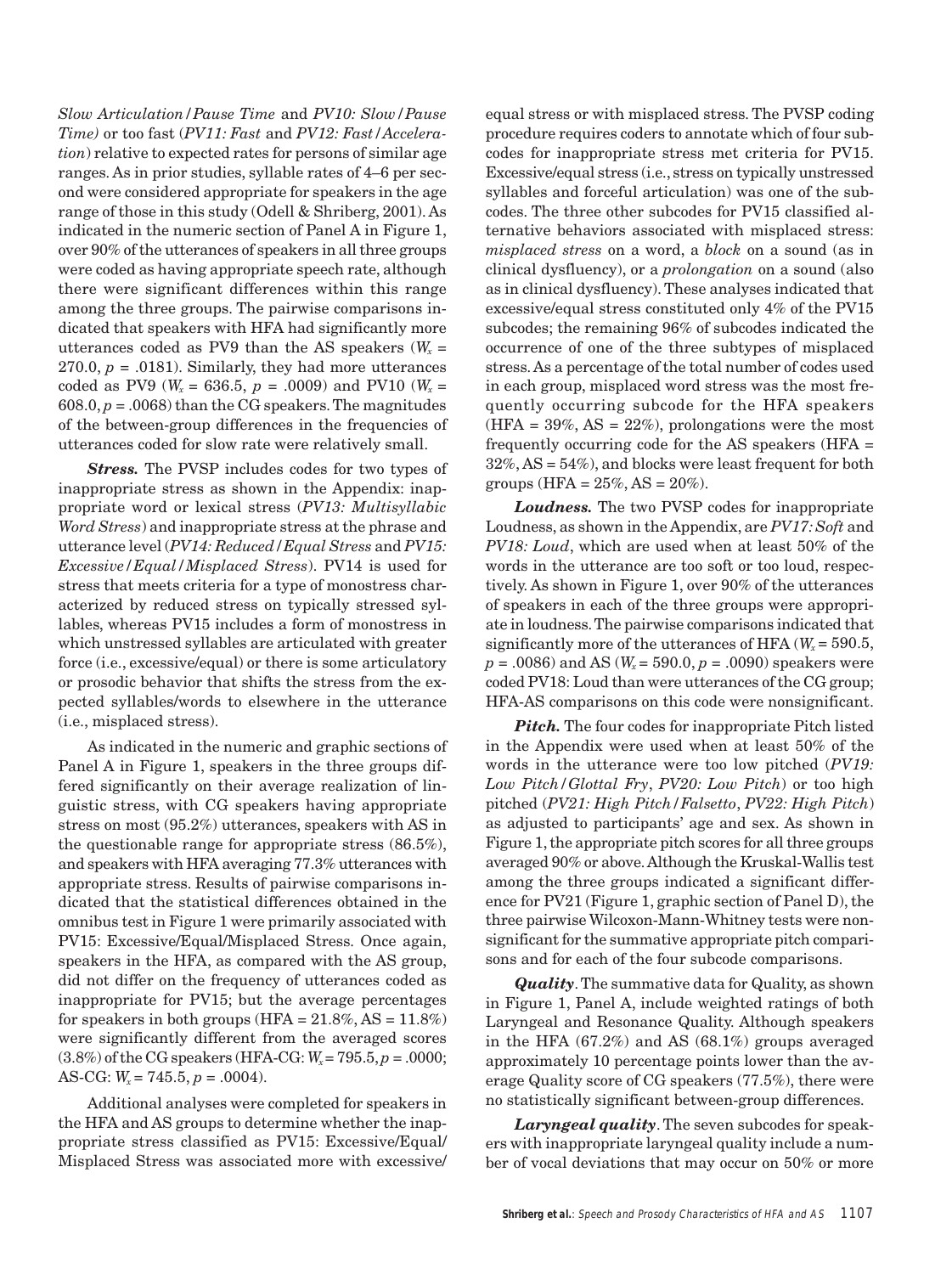*Slow Articulation/Pause Time* and *PV10: Slow/Pause Time)* or too fast (*PV11: Fast* and *PV12: Fast/Acceleration*) relative to expected rates for persons of similar age ranges. As in prior studies, syllable rates of 4–6 per second were considered appropriate for speakers in the age range of those in this study (Odell & Shriberg, 2001). As indicated in the numeric section of Panel A in Figure 1, over 90% of the utterances of speakers in all three groups were coded as having appropriate speech rate, although there were significant differences within this range among the three groups. The pairwise comparisons indicated that speakers with HFA had significantly more utterances coded as PV9 than the AS speakers ($W_x$ = 270.0, $p$ = .0181). Similarly, they had more utterances coded as PV9 ($W_x$ = 636.5, $p$ = .0009) and PV10 ($W_x$ = 608.0, $p$ = .0068) than the CG speakers. The magnitudes of the between-group differences in the frequencies of utterances coded for slow rate were relatively small.

***Stress.*** The PVSP includes codes for two types of inappropriate stress as shown in the Appendix: inappropriate word or lexical stress (*PV13: Multisyllabic Word Stress*) and inappropriate stress at the phrase and utterance level (*PV14: Reduced/Equal Stress* and *PV15: Excessive/Equal/Misplaced Stress*). PV14 is used for stress that meets criteria for a type of monostress characterized by reduced stress on typically stressed syllables, whereas PV15 includes a form of monostress in which unstressed syllables are articulated with greater force (i.e., excessive/equal) or there is some articulatory or prosodic behavior that shifts the stress from the expected syllables/words to elsewhere in the utterance (i.e., misplaced stress).

As indicated in the numeric and graphic sections of Panel A in Figure 1, speakers in the three groups differed significantly on their average realization of linguistic stress, with CG speakers having appropriate stress on most (95.2%) utterances, speakers with AS in the questionable range for appropriate stress (86.5%), and speakers with HFA averaging 77.3% utterances with appropriate stress. Results of pairwise comparisons indicated that the statistical differences obtained in the omnibus test in Figure 1 were primarily associated with PV15: Excessive/Equal/Misplaced Stress. Once again, speakers in the HFA, as compared with the AS group, did not differ on the frequency of utterances coded as inappropriate for PV15; but the average percentages for speakers in both groups (HFA = 21.8%, AS = 11.8%) were significantly different from the averaged scores (3.8%) of the CG speakers (HFA-CG: $W_x$ = 795.5, $p$ = .0000; AS-CG: $W_x$ = 745.5, $p$ = .0004).

Additional analyses were completed for speakers in the HFA and AS groups to determine whether the inappropriate stress classified as PV15: Excessive/Equal/Misplaced Stress was associated more with excessive/equal stress or with misplaced stress. The PVSP coding procedure requires coders to annotate which of four subcodes for inappropriate stress met criteria for PV15. Excessive/equal stress (i.e., stress on typically unstressed syllables and forceful articulation) was one of the subcodes. The three other subcodes for PV15 classified alternative behaviors associated with misplaced stress: *misplaced stress* on a word, a *block* on a sound (as in clinical dysfluency), or a *prolongation* on a sound (also as in clinical dysfluency). These analyses indicated that excessive/equal stress constituted only 4% of the PV15 subcodes; the remaining 96% of subcodes indicated the occurrence of one of the three subtypes of misplaced stress. As a percentage of the total number of codes used in each group, misplaced word stress was the most frequently occurring subcode for the HFA speakers (HFA = 39%, AS = 22%), prolongations were the most frequently occurring code for the AS speakers (HFA = 32%, AS = 54%), and blocks were least frequent for both groups (HFA = 25%, AS = 20%).

***Loudness.*** The two PVSP codes for inappropriate Loudness, as shown in the Appendix, are *PV17: Soft* and *PV18: Loud*, which are used when at least 50% of the words in the utterance are too soft or too loud, respectively. As shown in Figure 1, over 90% of the utterances of speakers in each of the three groups were appropriate in loudness. The pairwise comparisons indicated that significantly more of the utterances of HFA ($W_x$ = 590.5, $p$ = .0086) and AS ($W_x$ = 590.0, $p$ = .0090) speakers were coded PV18: Loud than were utterances of the CG group; HFA-AS comparisons on this code were nonsignificant.

***Pitch.*** The four codes for inappropriate Pitch listed in the Appendix were used when at least 50% of the words in the utterance were too low pitched (*PV19: Low Pitch/Glottal Fry*, *PV20: Low Pitch*) or too high pitched (*PV21: High Pitch/Falsetto*, *PV22: High Pitch*) as adjusted to participants' age and sex. As shown in Figure 1, the appropriate pitch scores for all three groups averaged 90% or above. Although the Kruskal-Wallis test among the three groups indicated a significant difference for PV21 (Figure 1, graphic section of Panel D), the three pairwise Wilcoxon-Mann-Whitney tests were nonsignificant for the summative appropriate pitch comparisons and for each of the four subcode comparisons.

***Quality***. The summative data for Quality, as shown in Figure 1, Panel A, include weighted ratings of both Laryngeal and Resonance Quality. Although speakers in the HFA (67.2%) and AS (68.1%) groups averaged approximately 10 percentage points lower than the average Quality score of CG speakers (77.5%), there were no statistically significant between-group differences.

***Laryngeal quality***. The seven subcodes for speakers with inappropriate laryngeal quality include a number of vocal deviations that may occur on 50% or more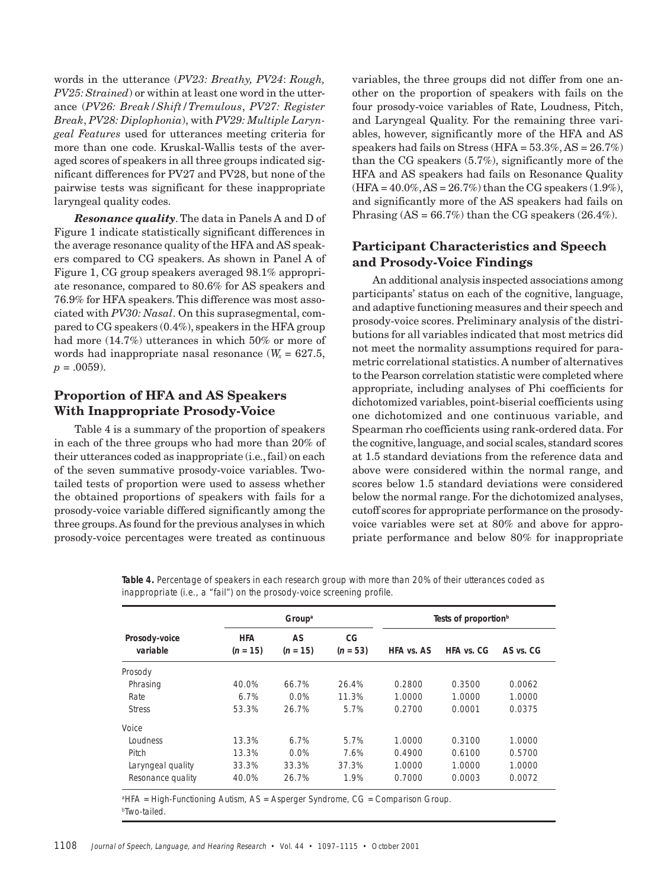words in the utterance (*PV23: Breathy, PV24*: *Rough, PV25: Strained*) or within at least one word in the utterance (*PV26: Break/Shift/Tremulous*, *PV27: Register Break*, *PV28: Diplophonia*), with *PV29: Multiple Laryngeal Features* used for utterances meeting criteria for more than one code. Kruskal-Wallis tests of the averaged scores of speakers in all three groups indicated significant differences for PV27 and PV28, but none of the pairwise tests was significant for these inappropriate laryngeal quality codes.

***Resonance quality***. The data in Panels A and D of Figure 1 indicate statistically significant differences in the average resonance quality of the HFA and AS speakers compared to CG speakers. As shown in Panel A of Figure 1, CG group speakers averaged 98.1% appropriate resonance, compared to 80.6% for AS speakers and 76.9% for HFA speakers. This difference was most associated with *PV30: Nasal*. On this suprasegmental, compared to CG speakers (0.4%), speakers in the HFA group had more (14.7%) utterances in which 50% or more of words had inappropriate nasal resonance ($W_x$ = 627.5, $p$ = .0059).

## Proportion of HFA and AS Speakers With Inappropriate Prosody-Voice

Table 4 is a summary of the proportion of speakers in each of the three groups who had more than 20% of their utterances coded as inappropriate (i.e., fail) on each of the seven summative prosody-voice variables. Two-tailed tests of proportion were used to assess whether the obtained proportions of speakers with fails for a prosody-voice variable differed significantly among the three groups. As found for the previous analyses in which prosody-voice percentages were treated as continuous variables, the three groups did not differ from one another on the proportion of speakers with fails on the four prosody-voice variables of Rate, Loudness, Pitch, and Laryngeal Quality. For the remaining three variables, however, significantly more of the HFA and AS speakers had fails on Stress (HFA = 53.3%, AS = 26.7%) than the CG speakers (5.7%), significantly more of the HFA and AS speakers had fails on Resonance Quality (HFA = 40.0%, AS = 26.7%) than the CG speakers (1.9%), and significantly more of the AS speakers had fails on Phrasing (AS = 66.7%) than the CG speakers (26.4%).

## Participant Characteristics and Speech and Prosody-Voice Findings

An additional analysis inspected associations among participants' status on each of the cognitive, language, and adaptive functioning measures and their speech and prosody-voice scores. Preliminary analysis of the distributions for all variables indicated that most metrics did not meet the normality assumptions required for parametric correlational statistics. A number of alternatives to the Pearson correlation statistic were completed where appropriate, including analyses of Phi coefficients for dichotomized variables, point-biserial coefficients using one dichotomized and one continuous variable, and Spearman rho coefficients using rank-ordered data. For the cognitive, language, and social scales, standard scores at 1.5 standard deviations from the reference data and above were considered within the normal range, and scores below 1.5 standard deviations were considered below the normal range. For the dichotomized analyses, cutoff scores for appropriate performance on the prosody-voice variables were set at 80% and above for appropriate performance and below 80% for inappropriate

**Table 4.** Percentage of speakers in each research group with more than 20% of their utterances coded as inappropriate (i.e., a "fail") on the prosody-voice screening profile.

| Prosody-voice variable | Group[a] | | | Tests of proportion[b] | | |
|---|---|---|---|---|---|---|
| | HFA ($n$ = 15) | AS ($n$ = 15) | CG ($n$ = 53) | HFA vs. AS | HFA vs. CG | AS vs. CG |
| Prosody | | | | | | |
| Phrasing | 40.0% | 66.7% | 26.4% | 0.2800 | 0.3500 | 0.0062 |
| Rate | 6.7% | 0.0% | 11.3% | 1.0000 | 1.0000 | 1.0000 |
| Stress | 53.3% | 26.7% | 5.7% | 0.2700 | 0.0001 | 0.0375 |
| Voice | | | | | | |
| Loudness | 13.3% | 6.7% | 5.7% | 1.0000 | 0.3100 | 1.0000 |
| Pitch | 13.3% | 0.0% | 7.6% | 0.4900 | 0.6100 | 0.5700 |
| Laryngeal quality | 33.3% | 33.3% | 37.3% | 1.0000 | 1.0000 | 1.0000 |
| Resonance quality | 40.0% | 26.7% | 1.9% | 0.7000 | 0.0003 | 0.0072 |

[a]HFA = High-Functioning Autism, AS = Asperger Syndrome, CG = Comparison Group.
[b]Two-tailed.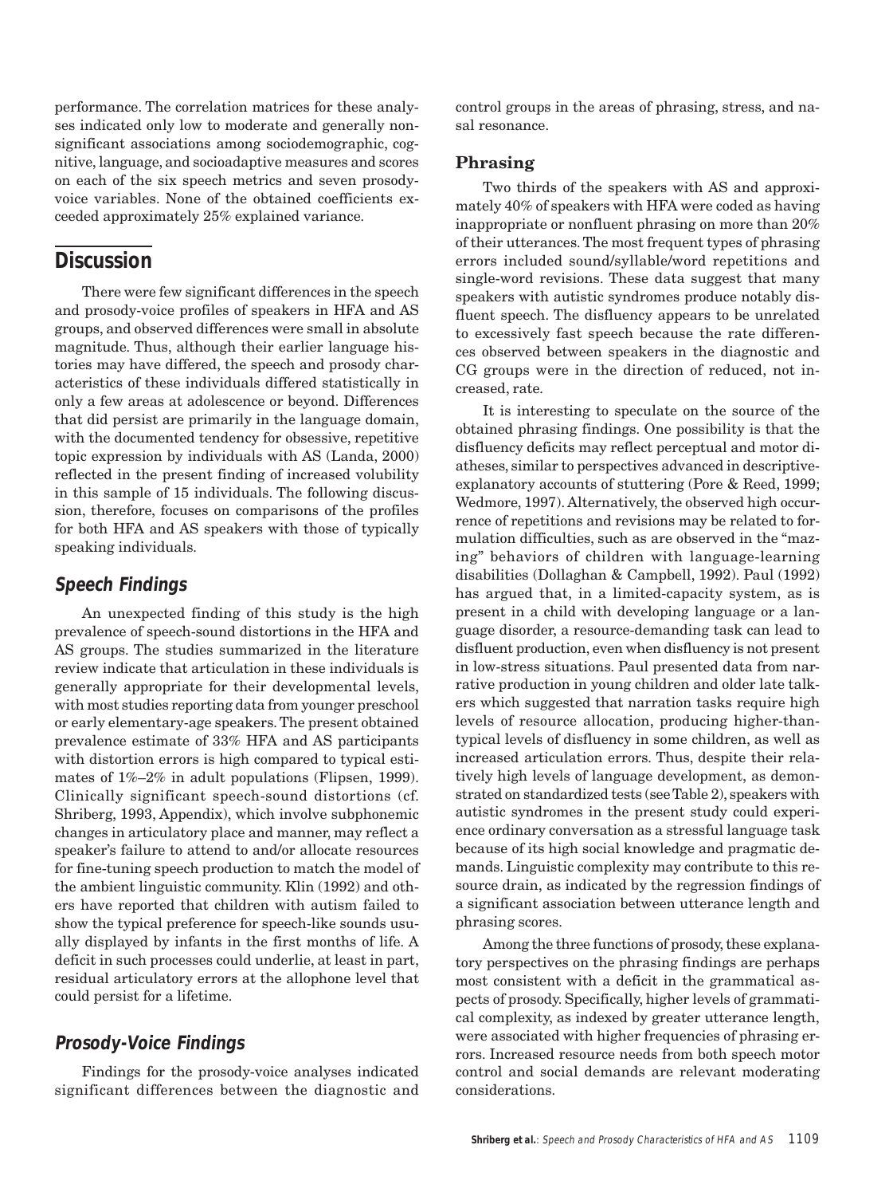performance. The correlation matrices for these analyses indicated only low to moderate and generally nonsignificant associations among sociodemographic, cognitive, language, and socioadaptive measures and scores on each of the six speech metrics and seven prosody-voice variables. None of the obtained coefficients exceeded approximately 25% explained variance.

## Discussion

There were few significant differences in the speech and prosody-voice profiles of speakers in HFA and AS groups, and observed differences were small in absolute magnitude. Thus, although their earlier language histories may have differed, the speech and prosody characteristics of these individuals differed statistically in only a few areas at adolescence or beyond. Differences that did persist are primarily in the language domain, with the documented tendency for obsessive, repetitive topic expression by individuals with AS (Landa, 2000) reflected in the present finding of increased volubility in this sample of 15 individuals. The following discussion, therefore, focuses on comparisons of the profiles for both HFA and AS speakers with those of typically speaking individuals.

### Speech Findings

An unexpected finding of this study is the high prevalence of speech-sound distortions in the HFA and AS groups. The studies summarized in the literature review indicate that articulation in these individuals is generally appropriate for their developmental levels, with most studies reporting data from younger preschool or early elementary-age speakers. The present obtained prevalence estimate of 33% HFA and AS participants with distortion errors is high compared to typical estimates of 1%–2% in adult populations (Flipsen, 1999). Clinically significant speech-sound distortions (cf. Shriberg, 1993, Appendix), which involve subphonemic changes in articulatory place and manner, may reflect a speaker's failure to attend to and/or allocate resources for fine-tuning speech production to match the model of the ambient linguistic community. Klin (1992) and others have reported that children with autism failed to show the typical preference for speech-like sounds usually displayed by infants in the first months of life. A deficit in such processes could underlie, at least in part, residual articulatory errors at the allophone level that could persist for a lifetime.

### Prosody-Voice Findings

Findings for the prosody-voice analyses indicated significant differences between the diagnostic and control groups in the areas of phrasing, stress, and nasal resonance.

#### Phrasing

Two thirds of the speakers with AS and approximately 40% of speakers with HFA were coded as having inappropriate or nonfluent phrasing on more than 20% of their utterances. The most frequent types of phrasing errors included sound/syllable/word repetitions and single-word revisions. These data suggest that many speakers with autistic syndromes produce notably disfluent speech. The disfluency appears to be unrelated to excessively fast speech because the rate differences observed between speakers in the diagnostic and CG groups were in the direction of reduced, not increased, rate.

It is interesting to speculate on the source of the obtained phrasing findings. One possibility is that the disfluency deficits may reflect perceptual and motor diatheses, similar to perspectives advanced in descriptive-explanatory accounts of stuttering (Pore & Reed, 1999; Wedmore, 1997). Alternatively, the observed high occurrence of repetitions and revisions may be related to formulation difficulties, such as are observed in the "mazing" behaviors of children with language-learning disabilities (Dollaghan & Campbell, 1992). Paul (1992) has argued that, in a limited-capacity system, as is present in a child with developing language or a language disorder, a resource-demanding task can lead to disfluent production, even when disfluency is not present in low-stress situations. Paul presented data from narrative production in young children and older late talkers which suggested that narration tasks require high levels of resource allocation, producing higher-than-typical levels of disfluency in some children, as well as increased articulation errors. Thus, despite their relatively high levels of language development, as demonstrated on standardized tests (see Table 2), speakers with autistic syndromes in the present study could experience ordinary conversation as a stressful language task because of its high social knowledge and pragmatic demands. Linguistic complexity may contribute to this resource drain, as indicated by the regression findings of a significant association between utterance length and phrasing scores.

Among the three functions of prosody, these explanatory perspectives on the phrasing findings are perhaps most consistent with a deficit in the grammatical aspects of prosody. Specifically, higher levels of grammatical complexity, as indexed by greater utterance length, were associated with higher frequencies of phrasing errors. Increased resource needs from both speech motor control and social demands are relevant moderating considerations.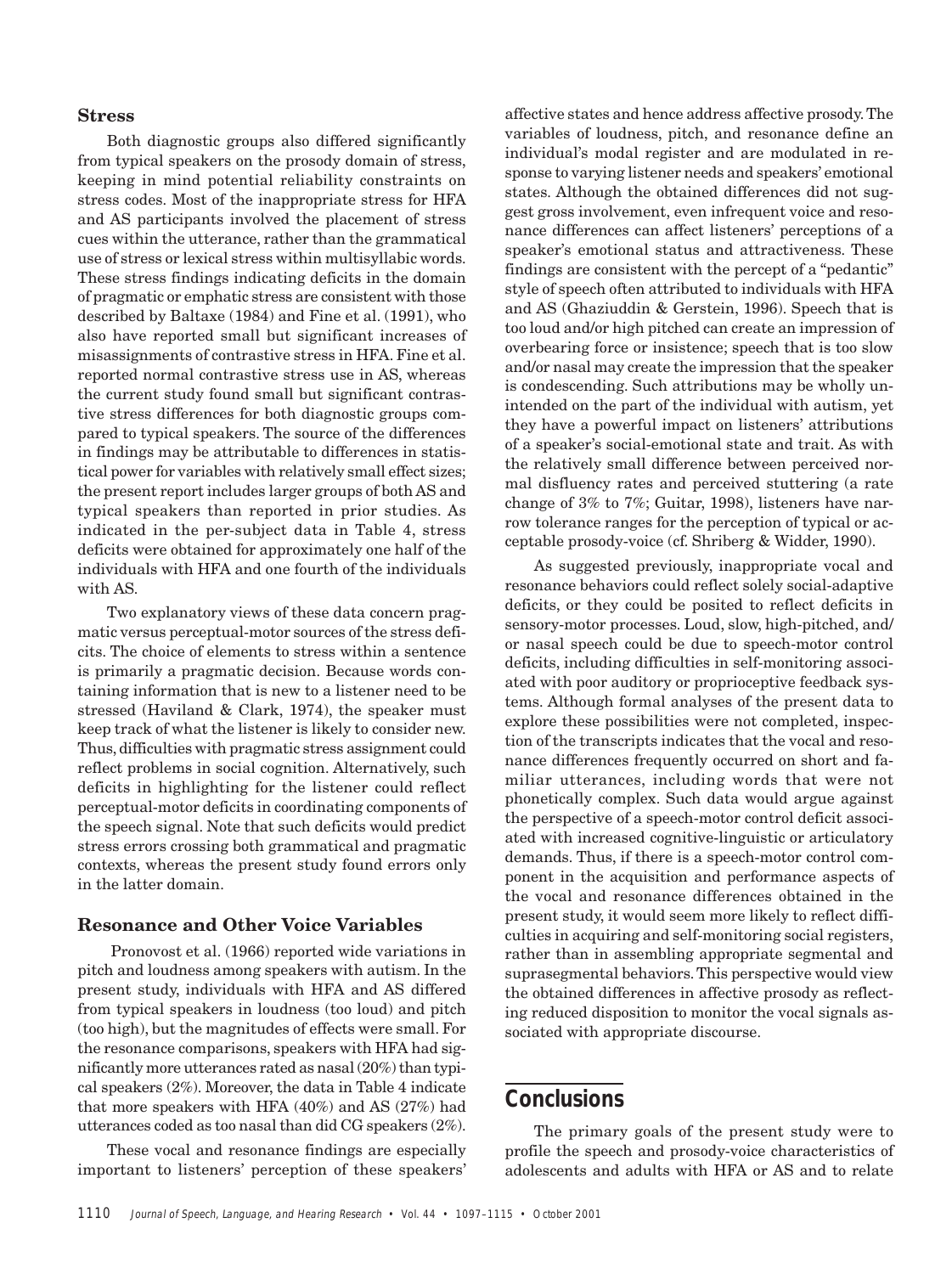### Stress

Both diagnostic groups also differed significantly from typical speakers on the prosody domain of stress, keeping in mind potential reliability constraints on stress codes. Most of the inappropriate stress for HFA and AS participants involved the placement of stress cues within the utterance, rather than the grammatical use of stress or lexical stress within multisyllabic words. These stress findings indicating deficits in the domain of pragmatic or emphatic stress are consistent with those described by Baltaxe (1984) and Fine et al. (1991), who also have reported small but significant increases of misassignments of contrastive stress in HFA. Fine et al. reported normal contrastive stress use in AS, whereas the current study found small but significant contrastive stress differences for both diagnostic groups compared to typical speakers. The source of the differences in findings may be attributable to differences in statistical power for variables with relatively small effect sizes; the present report includes larger groups of both AS and typical speakers than reported in prior studies. As indicated in the per-subject data in Table 4, stress deficits were obtained for approximately one half of the individuals with HFA and one fourth of the individuals with AS.

Two explanatory views of these data concern pragmatic versus perceptual-motor sources of the stress deficits. The choice of elements to stress within a sentence is primarily a pragmatic decision. Because words containing information that is new to a listener need to be stressed (Haviland & Clark, 1974), the speaker must keep track of what the listener is likely to consider new. Thus, difficulties with pragmatic stress assignment could reflect problems in social cognition. Alternatively, such deficits in highlighting for the listener could reflect perceptual-motor deficits in coordinating components of the speech signal. Note that such deficits would predict stress errors crossing both grammatical and pragmatic contexts, whereas the present study found errors only in the latter domain.

### Resonance and Other Voice Variables

Pronovost et al. (1966) reported wide variations in pitch and loudness among speakers with autism. In the present study, individuals with HFA and AS differed from typical speakers in loudness (too loud) and pitch (too high), but the magnitudes of effects were small. For the resonance comparisons, speakers with HFA had significantly more utterances rated as nasal (20%) than typical speakers (2%). Moreover, the data in Table 4 indicate that more speakers with HFA (40%) and AS (27%) had utterances coded as too nasal than did CG speakers (2%).

These vocal and resonance findings are especially important to listeners' perception of these speakers' affective states and hence address affective prosody. The variables of loudness, pitch, and resonance define an individual's modal register and are modulated in response to varying listener needs and speakers' emotional states. Although the obtained differences did not suggest gross involvement, even infrequent voice and resonance differences can affect listeners' perceptions of a speaker's emotional status and attractiveness. These findings are consistent with the percept of a "pedantic" style of speech often attributed to individuals with HFA and AS (Ghaziuddin & Gerstein, 1996). Speech that is too loud and/or high pitched can create an impression of overbearing force or insistence; speech that is too slow and/or nasal may create the impression that the speaker is condescending. Such attributions may be wholly unintended on the part of the individual with autism, yet they have a powerful impact on listeners' attributions of a speaker's social-emotional state and trait. As with the relatively small difference between perceived normal disfluency rates and perceived stuttering (a rate change of 3% to 7%; Guitar, 1998), listeners have narrow tolerance ranges for the perception of typical or acceptable prosody-voice (cf. Shriberg & Widder, 1990).

As suggested previously, inappropriate vocal and resonance behaviors could reflect solely social-adaptive deficits, or they could be posited to reflect deficits in sensory-motor processes. Loud, slow, high-pitched, and/or nasal speech could be due to speech-motor control deficits, including difficulties in self-monitoring associated with poor auditory or proprioceptive feedback systems. Although formal analyses of the present data to explore these possibilities were not completed, inspection of the transcripts indicates that the vocal and resonance differences frequently occurred on short and familiar utterances, including words that were not phonetically complex. Such data would argue against the perspective of a speech-motor control deficit associated with increased cognitive-linguistic or articulatory demands. Thus, if there is a speech-motor control component in the acquisition and performance aspects of the vocal and resonance differences obtained in the present study, it would seem more likely to reflect difficulties in acquiring and self-monitoring social registers, rather than in assembling appropriate segmental and suprasegmental behaviors. This perspective would view the obtained differences in affective prosody as reflecting reduced disposition to monitor the vocal signals associated with appropriate discourse.

## Conclusions

The primary goals of the present study were to profile the speech and prosody-voice characteristics of adolescents and adults with HFA or AS and to relate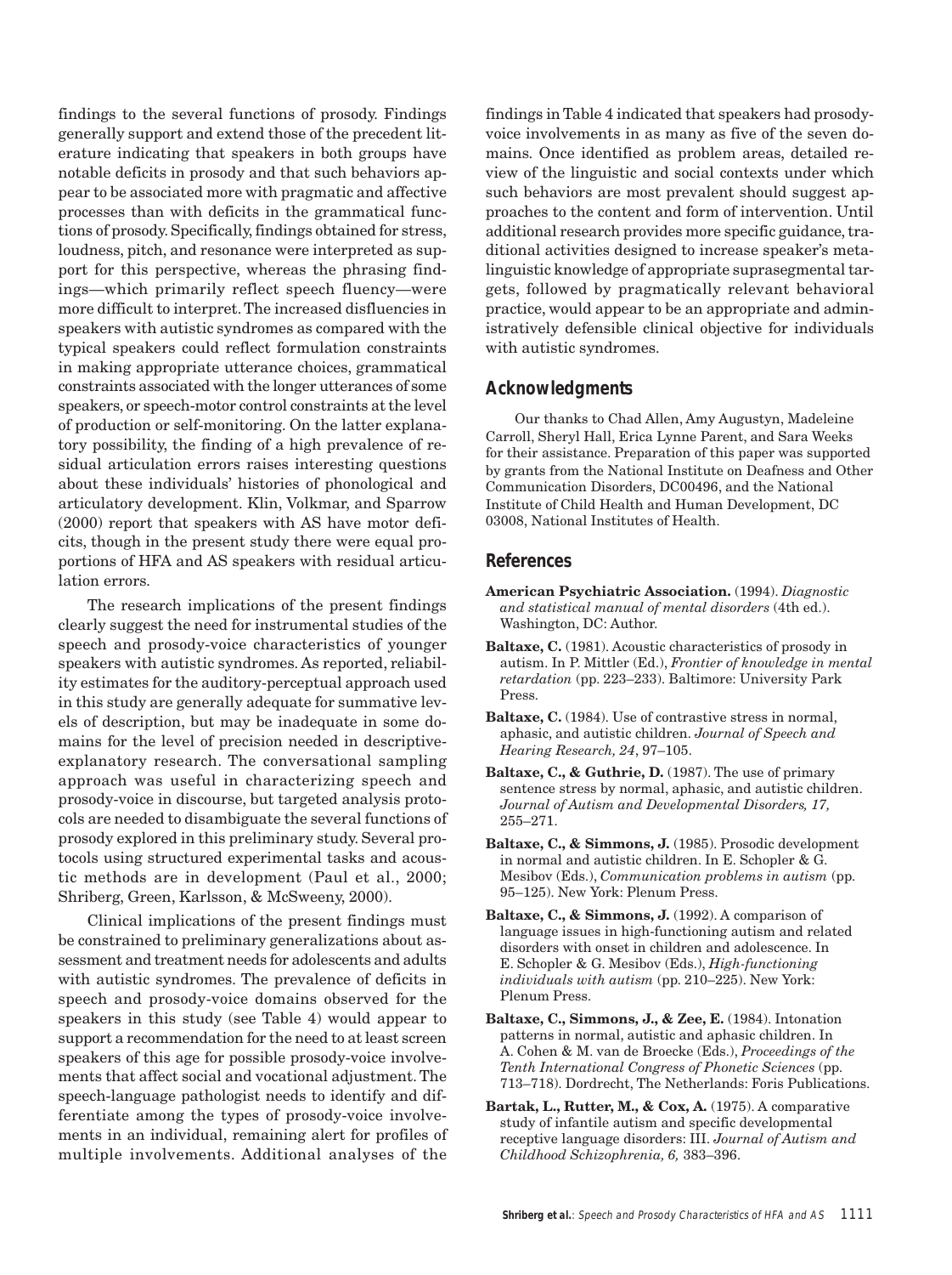findings to the several functions of prosody. Findings generally support and extend those of the precedent literature indicating that speakers in both groups have notable deficits in prosody and that such behaviors appear to be associated more with pragmatic and affective processes than with deficits in the grammatical functions of prosody. Specifically, findings obtained for stress, loudness, pitch, and resonance were interpreted as support for this perspective, whereas the phrasing findings—which primarily reflect speech fluency—were more difficult to interpret. The increased disfluencies in speakers with autistic syndromes as compared with the typical speakers could reflect formulation constraints in making appropriate utterance choices, grammatical constraints associated with the longer utterances of some speakers, or speech-motor control constraints at the level of production or self-monitoring. On the latter explanatory possibility, the finding of a high prevalence of residual articulation errors raises interesting questions about these individuals' histories of phonological and articulatory development. Klin, Volkmar, and Sparrow (2000) report that speakers with AS have motor deficits, though in the present study there were equal proportions of HFA and AS speakers with residual articulation errors.

The research implications of the present findings clearly suggest the need for instrumental studies of the speech and prosody-voice characteristics of younger speakers with autistic syndromes. As reported, reliability estimates for the auditory-perceptual approach used in this study are generally adequate for summative levels of description, but may be inadequate in some domains for the level of precision needed in descriptive-explanatory research. The conversational sampling approach was useful in characterizing speech and prosody-voice in discourse, but targeted analysis protocols are needed to disambiguate the several functions of prosody explored in this preliminary study. Several protocols using structured experimental tasks and acoustic methods are in development (Paul et al., 2000; Shriberg, Green, Karlsson, & McSweeny, 2000).

Clinical implications of the present findings must be constrained to preliminary generalizations about assessment and treatment needs for adolescents and adults with autistic syndromes. The prevalence of deficits in speech and prosody-voice domains observed for the speakers in this study (see Table 4) would appear to support a recommendation for the need to at least screen speakers of this age for possible prosody-voice involvements that affect social and vocational adjustment. The speech-language pathologist needs to identify and differentiate among the types of prosody-voice involvements in an individual, remaining alert for profiles of multiple involvements. Additional analyses of the findings in Table 4 indicated that speakers had prosody-voice involvements in as many as five of the seven domains. Once identified as problem areas, detailed review of the linguistic and social contexts under which such behaviors are most prevalent should suggest approaches to the content and form of intervention. Until additional research provides more specific guidance, traditional activities designed to increase speaker's metalinguistic knowledge of appropriate suprasegmental targets, followed by pragmatically relevant behavioral practice, would appear to be an appropriate and administratively defensible clinical objective for individuals with autistic syndromes.

## Acknowledgments

Our thanks to Chad Allen, Amy Augustyn, Madeleine Carroll, Sheryl Hall, Erica Lynne Parent, and Sara Weeks for their assistance. Preparation of this paper was supported by grants from the National Institute on Deafness and Other Communication Disorders, DC00496, and the National Institute of Child Health and Human Development, DC 03008, National Institutes of Health.

## References

**American Psychiatric Association.** (1994). *Diagnostic and statistical manual of mental disorders* (4th ed.). Washington, DC: Author.

**Baltaxe, C.** (1981). Acoustic characteristics of prosody in autism. In P. Mittler (Ed.), *Frontier of knowledge in mental retardation* (pp. 223–233). Baltimore: University Park Press.

**Baltaxe, C.** (1984). Use of contrastive stress in normal, aphasic, and autistic children. *Journal of Speech and Hearing Research, 24*, 97–105.

**Baltaxe, C., & Guthrie, D.** (1987). The use of primary sentence stress by normal, aphasic, and autistic children. *Journal of Autism and Developmental Disorders, 17,* 255–271.

**Baltaxe, C., & Simmons, J.** (1985). Prosodic development in normal and autistic children. In E. Schopler & G. Mesibov (Eds.), *Communication problems in autism* (pp. 95–125). New York: Plenum Press.

**Baltaxe, C., & Simmons, J.** (1992). A comparison of language issues in high-functioning autism and related disorders with onset in children and adolescence. In E. Schopler & G. Mesibov (Eds.), *High-functioning individuals with autism* (pp. 210–225). New York: Plenum Press.

**Baltaxe, C., Simmons, J., & Zee, E.** (1984). Intonation patterns in normal, autistic and aphasic children. In A. Cohen & M. van de Broecke (Eds.), *Proceedings of the Tenth International Congress of Phonetic Sciences* (pp. 713–718). Dordrecht, The Netherlands: Foris Publications.

**Bartak, L., Rutter, M., & Cox, A.** (1975). A comparative study of infantile autism and specific developmental receptive language disorders: III. *Journal of Autism and Childhood Schizophrenia, 6,* 383–396.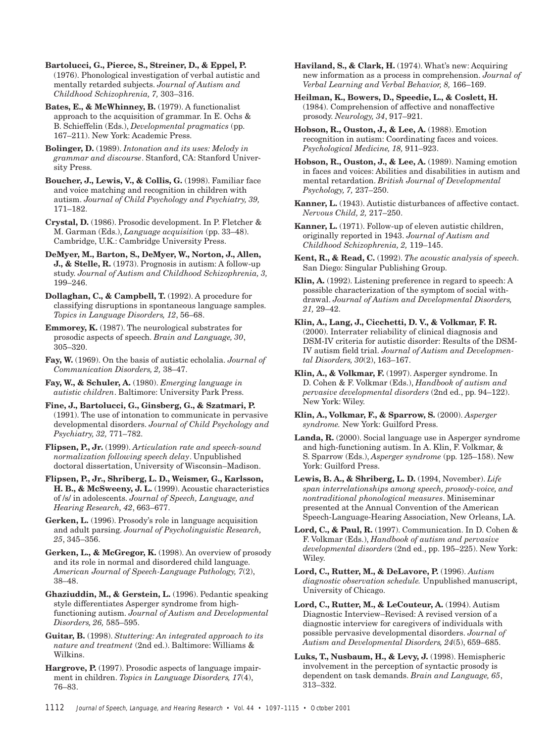**Bartolucci, G., Pierce, S., Streiner, D., & Eppel, P.** (1976). Phonological investigation of verbal autistic and mentally retarded subjects. *Journal of Autism and Childhood Schizophrenia, 7,* 303–316.

**Bates, E., & McWhinney, B.** (1979). A functionalist approach to the acquisition of grammar. In E. Ochs & B. Schieffelin (Eds.), *Developmental pragmatics* (pp. 167–211). New York: Academic Press.

**Bolinger, D.** (1989). *Intonation and its uses: Melody in grammar and discourse*. Stanford, CA: Stanford University Press.

**Boucher, J., Lewis, V., & Collis, G.** (1998). Familiar face and voice matching and recognition in children with autism. *Journal of Child Psychology and Psychiatry, 39,* 171–182.

**Crystal, D.** (1986). Prosodic development. In P. Fletcher & M. Garman (Eds.), *Language acquisition* (pp. 33–48). Cambridge, U.K.: Cambridge University Press.

**DeMyer, M., Barton, S., DeMyer, W., Norton, J., Allen, J., & Stelle, R.** (1973). Prognosis in autism: A follow-up study. *Journal of Autism and Childhood Schizophrenia, 3,* 199–246.

**Dollaghan, C., & Campbell, T.** (1992). A procedure for classifying disruptions in spontaneous language samples. *Topics in Language Disorders, 12*, 56–68.

**Emmorey, K.** (1987). The neurological substrates for prosodic aspects of speech. *Brain and Language, 30*, 305–320.

**Fay, W.** (1969). On the basis of autistic echolalia. *Journal of Communication Disorders, 2,* 38–47.

**Fay, W., & Schuler, A.** (1980). *Emerging language in autistic children*. Baltimore: University Park Press.

**Fine, J., Bartolucci, G., Ginsberg, G., & Szatmari, P.** (1991). The use of intonation to communicate in pervasive developmental disorders. *Journal of Child Psychology and Psychiatry, 32,* 771–782.

**Flipsen, P., Jr.** (1999). *Articulation rate and speech-sound normalization following speech delay*. Unpublished doctoral dissertation, University of Wisconsin–Madison.

**Flipsen, P., Jr., Shriberg, L. D., Weismer, G., Karlsson, H. B., & McSweeny, J. L.** (1999). Acoustic characteristics of /s/ in adolescents. *Journal of Speech, Language, and Hearing Research, 42*, 663–677.

**Gerken, L.** (1996). Prosody's role in language acquisition and adult parsing. *Journal of Psycholinguistic Research, 25*, 345–356.

**Gerken, L., & McGregor, K.** (1998). An overview of prosody and its role in normal and disordered child language. *American Journal of Speech-Language Pathology, 7*(2), 38–48.

**Ghaziuddin, M., & Gerstein, L.** (1996). Pedantic speaking style differentiates Asperger syndrome from high-functioning autism. *Journal of Autism and Developmental Disorders, 26,* 585–595.

**Guitar, B.** (1998). *Stuttering: An integrated approach to its nature and treatment* (2nd ed.). Baltimore: Williams & Wilkins.

**Hargrove, P.** (1997). Prosodic aspects of language impairment in children. *Topics in Language Disorders, 17*(4), 76–83.

**Haviland, S., & Clark, H.** (1974). What's new: Acquiring new information as a process in comprehension. *Journal of Verbal Learning and Verbal Behavior, 8,* 166–169.

**Heilman, K., Bowers, D., Speedie, L., & Coslett, H.** (1984). Comprehension of affective and nonaffective prosody. *Neurology, 34*, 917–921.

**Hobson, R., Ouston, J., & Lee, A.** (1988). Emotion recognition in autism: Coordinating faces and voices. *Psychological Medicine, 18,* 911–923.

**Hobson, R., Ouston, J., & Lee, A.** (1989). Naming emotion in faces and voices: Abilities and disabilities in autism and mental retardation. *British Journal of Developmental Psychology, 7,* 237–250.

**Kanner, L.** (1943). Autistic disturbances of affective contact. *Nervous Child, 2,* 217–250.

**Kanner, L.** (1971). Follow-up of eleven autistic children, originally reported in 1943. *Journal of Autism and Childhood Schizophrenia, 2,* 119–145.

**Kent, R., & Read, C.** (1992). *The acoustic analysis of speech.* San Diego: Singular Publishing Group.

**Klin, A.** (1992). Listening preference in regard to speech: A possible characterization of the symptom of social withdrawal. *Journal of Autism and Developmental Disorders, 21,* 29–42.

**Klin, A., Lang, J., Cicchetti, D. V., & Volkmar, F. R.** (2000). Interrater reliability of clinical diagnosis and DSM-IV criteria for autistic disorder: Results of the DSM-IV autism field trial. *Journal of Autism and Developmental Disorders, 30*(2), 163–167.

**Klin, A., & Volkmar, F.** (1997). Asperger syndrome. In D. Cohen & F. Volkmar (Eds.), *Handbook of autism and pervasive developmental disorders* (2nd ed., pp. 94–122). New York: Wiley.

**Klin, A., Volkmar, F., & Sparrow, S.** (2000). *Asperger syndrome.* New York: Guilford Press.

**Landa, R.** (2000). Social language use in Asperger syndrome and high-functioning autism. In A. Klin, F. Volkmar, & S. Sparrow (Eds.), *Asperger syndrome* (pp. 125–158). New York: Guilford Press.

**Lewis, B. A., & Shriberg, L. D.** (1994, November). *Life span interrelationships among speech, prosody-voice, and nontraditional phonological measures*. Miniseminar presented at the Annual Convention of the American Speech-Language-Hearing Association, New Orleans, LA.

**Lord, C., & Paul, R.** (1997). Communication. In D. Cohen & F. Volkmar (Eds.), *Handbook of autism and pervasive developmental disorders* (2nd ed., pp. 195–225). New York: Wiley.

**Lord, C., Rutter, M., & DeLavore, P.** (1996). *Autism diagnostic observation schedule.* Unpublished manuscript, University of Chicago.

**Lord, C., Rutter, M., & LeCouteur, A.** (1994). Autism Diagnostic Interview–Revised: A revised version of a diagnostic interview for caregivers of individuals with possible pervasive developmental disorders. *Journal of Autism and Developmental Disorders, 24*(5), 659–685.

**Luks, T., Nusbaum, H., & Levy, J.** (1998). Hemispheric involvement in the perception of syntactic prosody is dependent on task demands. *Brain and Language, 65*, 313–332.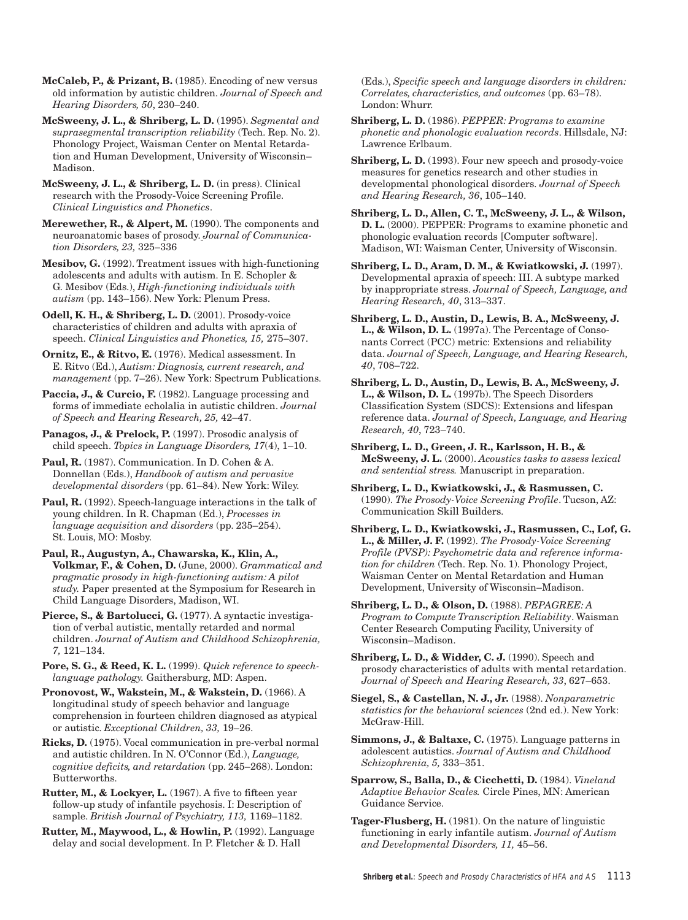**McCaleb, P., & Prizant, B.** (1985). Encoding of new versus old information by autistic children. *Journal of Speech and Hearing Disorders, 50*, 230–240.

**McSweeny, J. L., & Shriberg, L. D.** (1995). *Segmental and suprasegmental transcription reliability* (Tech. Rep. No. 2). Phonology Project, Waisman Center on Mental Retardation and Human Development, University of Wisconsin–Madison.

**McSweeny, J. L., & Shriberg, L. D.** (in press). Clinical research with the Prosody-Voice Screening Profile. *Clinical Linguistics and Phonetics*.

**Merewether, R., & Alpert, M.** (1990). The components and neuroanatomic bases of prosody. *Journal of Communication Disorders, 23,* 325–336

**Mesibov, G.** (1992). Treatment issues with high-functioning adolescents and adults with autism. In E. Schopler & G. Mesibov (Eds.), *High-functioning individuals with autism* (pp. 143–156). New York: Plenum Press.

**Odell, K. H., & Shriberg, L. D.** (2001). Prosody-voice characteristics of children and adults with apraxia of speech. *Clinical Linguistics and Phonetics, 15,* 275–307.

**Ornitz, E., & Ritvo, E.** (1976). Medical assessment. In E. Ritvo (Ed.), *Autism: Diagnosis, current research, and management* (pp. 7–26). New York: Spectrum Publications.

**Paccia, J., & Curcio, F.** (1982). Language processing and forms of immediate echolalia in autistic children. *Journal of Speech and Hearing Research, 25,* 42–47.

**Panagos, J., & Prelock, P.** (1997). Prosodic analysis of child speech. *Topics in Language Disorders, 17*(4), 1–10.

**Paul, R.** (1987). Communication. In D. Cohen & A. Donnellan (Eds.), *Handbook of autism and pervasive developmental disorders* (pp. 61–84). New York: Wiley.

**Paul, R.** (1992). Speech-language interactions in the talk of young children. In R. Chapman (Ed.), *Processes in language acquisition and disorders* (pp. 235–254). St. Louis, MO: Mosby.

**Paul, R., Augustyn, A., Chawarska, K., Klin, A., Volkmar, F., & Cohen, D.** (June, 2000). *Grammatical and pragmatic prosody in high-functioning autism: A pilot study.* Paper presented at the Symposium for Research in Child Language Disorders, Madison, WI.

**Pierce, S., & Bartolucci, G.** (1977). A syntactic investigation of verbal autistic, mentally retarded and normal children. *Journal of Autism and Childhood Schizophrenia, 7,* 121–134.

**Pore, S. G., & Reed, K. L.** (1999). *Quick reference to speech-language pathology.* Gaithersburg, MD: Aspen.

**Pronovost, W., Wakstein, M., & Wakstein, D.** (1966). A longitudinal study of speech behavior and language comprehension in fourteen children diagnosed as atypical or autistic. *Exceptional Children, 33,* 19–26.

**Ricks, D.** (1975). Vocal communication in pre-verbal normal and autistic children. In N. O'Connor (Ed.), *Language, cognitive deficits, and retardation* (pp. 245–268). London: Butterworths.

**Rutter, M., & Lockyer, L.** (1967). A five to fifteen year follow-up study of infantile psychosis. I: Description of sample. *British Journal of Psychiatry, 113,* 1169–1182.

**Rutter, M., Maywood, L., & Howlin, P.** (1992). Language delay and social development. In P. Fletcher & D. Hall (Eds.), *Specific speech and language disorders in children: Correlates, characteristics, and outcomes* (pp. 63–78). London: Whurr.

**Shriberg, L. D.** (1986). *PEPPER: Programs to examine phonetic and phonologic evaluation records*. Hillsdale, NJ: Lawrence Erlbaum.

**Shriberg, L. D.** (1993). Four new speech and prosody-voice measures for genetics research and other studies in developmental phonological disorders. *Journal of Speech and Hearing Research, 36*, 105–140.

**Shriberg, L. D., Allen, C. T., McSweeny, J. L., & Wilson, D. L.** (2000). PEPPER: Programs to examine phonetic and phonologic evaluation records [Computer software]. Madison, WI: Waisman Center, University of Wisconsin.

**Shriberg, L. D., Aram, D. M., & Kwiatkowski, J.** (1997). Developmental apraxia of speech: III. A subtype marked by inappropriate stress. *Journal of Speech, Language, and Hearing Research, 40*, 313–337.

**Shriberg, L. D., Austin, D., Lewis, B. A., McSweeny, J. L., & Wilson, D. L.** (1997a). The Percentage of Consonants Correct (PCC) metric: Extensions and reliability data. *Journal of Speech, Language, and Hearing Research, 40*, 708–722.

**Shriberg, L. D., Austin, D., Lewis, B. A., McSweeny, J. L., & Wilson, D. L.** (1997b). The Speech Disorders Classification System (SDCS): Extensions and lifespan reference data. *Journal of Speech, Language, and Hearing Research, 40*, 723–740.

**Shriberg, L. D., Green, J. R., Karlsson, H. B., & McSweeny, J. L.** (2000). *Acoustics tasks to assess lexical and sentential stress.* Manuscript in preparation.

**Shriberg, L. D., Kwiatkowski, J., & Rasmussen, C.** (1990). *The Prosody-Voice Screening Profile*. Tucson, AZ: Communication Skill Builders.

**Shriberg, L. D., Kwiatkowski, J., Rasmussen, C., Lof, G. L., & Miller, J. F.** (1992). *The Prosody-Voice Screening Profile (PVSP): Psychometric data and reference information for children* (Tech. Rep. No. 1). Phonology Project, Waisman Center on Mental Retardation and Human Development, University of Wisconsin–Madison.

**Shriberg, L. D., & Olson, D.** (1988). *PEPAGREE: A Program to Compute Transcription Reliability*. Waisman Center Research Computing Facility, University of Wisconsin–Madison.

**Shriberg, L. D., & Widder, C. J.** (1990). Speech and prosody characteristics of adults with mental retardation. *Journal of Speech and Hearing Research, 33*, 627–653.

**Siegel, S., & Castellan, N. J., Jr.** (1988). *Nonparametric statistics for the behavioral sciences* (2nd ed.). New York: McGraw-Hill.

**Simmons, J., & Baltaxe, C.** (1975). Language patterns in adolescent autistics. *Journal of Autism and Childhood Schizophrenia, 5,* 333–351.

**Sparrow, S., Balla, D., & Cicchetti, D.** (1984). *Vineland Adaptive Behavior Scales.* Circle Pines, MN: American Guidance Service.

**Tager-Flusberg, H.** (1981). On the nature of linguistic functioning in early infantile autism. *Journal of Autism and Developmental Disorders, 11,* 45–56.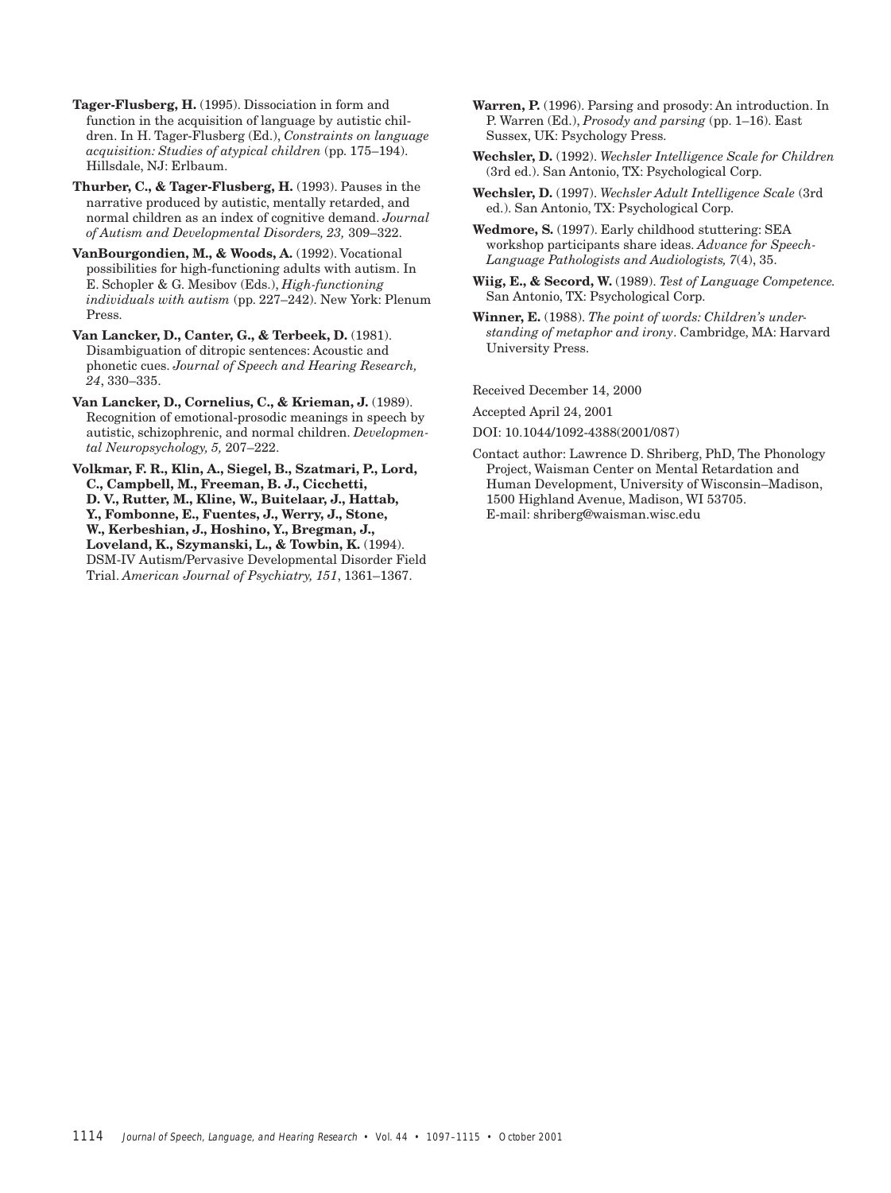**Tager-Flusberg, H.** (1995). Dissociation in form and function in the acquisition of language by autistic children. In H. Tager-Flusberg (Ed.), *Constraints on language acquisition: Studies of atypical children* (pp. 175–194). Hillsdale, NJ: Erlbaum.

**Thurber, C., & Tager-Flusberg, H.** (1993). Pauses in the narrative produced by autistic, mentally retarded, and normal children as an index of cognitive demand. *Journal of Autism and Developmental Disorders, 23,* 309–322.

**VanBourgondien, M., & Woods, A.** (1992). Vocational possibilities for high-functioning adults with autism. In E. Schopler & G. Mesibov (Eds.), *High-functioning individuals with autism* (pp. 227–242). New York: Plenum Press.

**Van Lancker, D., Canter, G., & Terbeek, D.** (1981). Disambiguation of ditropic sentences: Acoustic and phonetic cues. *Journal of Speech and Hearing Research, 24*, 330–335.

**Van Lancker, D., Cornelius, C., & Krieman, J.** (1989). Recognition of emotional-prosodic meanings in speech by autistic, schizophrenic, and normal children. *Developmental Neuropsychology, 5,* 207–222.

**Volkmar, F. R., Klin, A., Siegel, B., Szatmari, P., Lord, C., Campbell, M., Freeman, B. J., Cicchetti, D. V., Rutter, M., Kline, W., Buitelaar, J., Hattab, Y., Fombonne, E., Fuentes, J., Werry, J., Stone, W., Kerbeshian, J., Hoshino, Y., Bregman, J., Loveland, K., Szymanski, L., & Towbin, K.** (1994). DSM-IV Autism/Pervasive Developmental Disorder Field Trial. *American Journal of Psychiatry, 151*, 1361–1367.

**Warren, P.** (1996). Parsing and prosody: An introduction. In P. Warren (Ed.), *Prosody and parsing* (pp. 1–16). East Sussex, UK: Psychology Press.

**Wechsler, D.** (1992). *Wechsler Intelligence Scale for Children* (3rd ed.). San Antonio, TX: Psychological Corp.

**Wechsler, D.** (1997). *Wechsler Adult Intelligence Scale* (3rd ed.). San Antonio, TX: Psychological Corp.

**Wedmore, S.** (1997). Early childhood stuttering: SEA workshop participants share ideas. *Advance for Speech-Language Pathologists and Audiologists,* 7(4), 35.

**Wiig, E., & Secord, W.** (1989). *Test of Language Competence.* San Antonio, TX: Psychological Corp.

**Winner, E.** (1988). *The point of words: Children's understanding of metaphor and irony*. Cambridge, MA: Harvard University Press.

Received December 14, 2000

Accepted April 24, 2001

DOI: 10.1044/1092-4388(2001/087)

Contact author: Lawrence D. Shriberg, PhD, The Phonology Project, Waisman Center on Mental Retardation and Human Development, University of Wisconsin–Madison, 1500 Highland Avenue, Madison, WI 53705. E-mail: shriberg@waisman.wisc.edu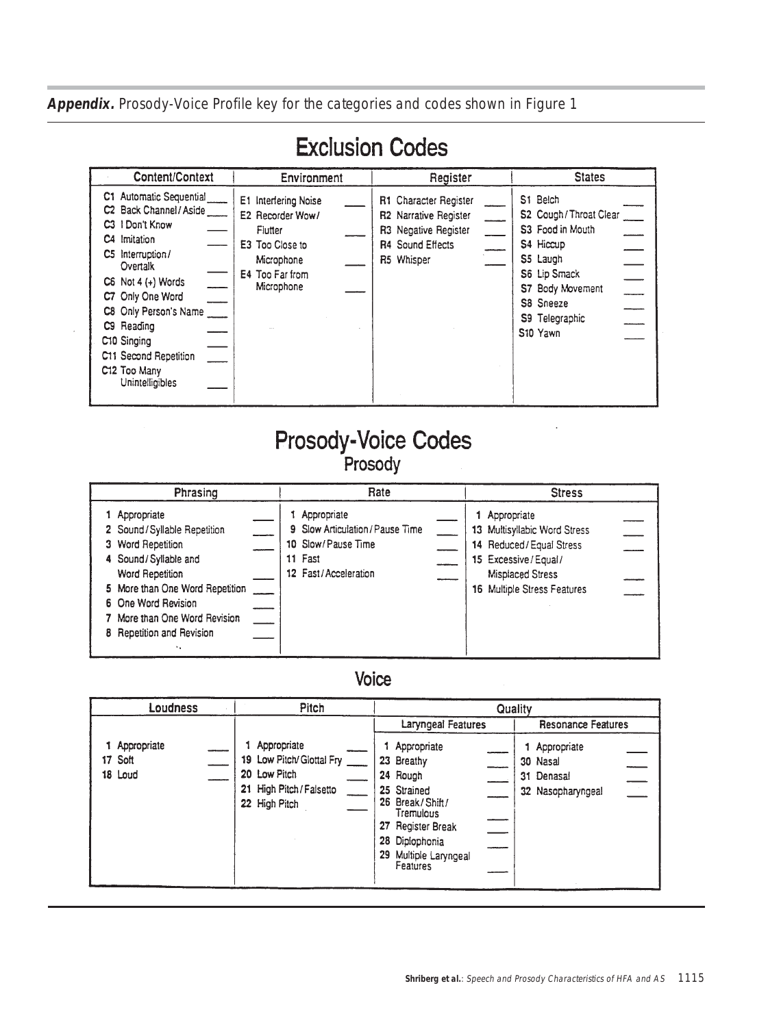**Appendix.** Prosody-Voice Profile key for the categories and codes shown in Figure 1

# Exclusion Codes

| Content/Context | Environment | Register | States |
|---|---|---|---|
| C1 Automatic Sequential ___ | E1 Interfering Noise ___ | R1 Character Register ___ | S1 Belch ___ |
| C2 Back Channel/Aside ___ | E2 Recorder Wow/Flutter ___ | R2 Narrative Register ___ | S2 Cough/Throat Clear ___ |
| C3 I Don't Know ___ | E3 Too Close to Microphone ___ | R3 Negative Register ___ | S3 Food in Mouth ___ |
| C4 Imitation ___ | E4 Too Far from Microphone ___ | R4 Sound Effects ___ | S4 Hiccup ___ |
| C5 Interruption/Overtalk ___ | | R5 Whisper ___ | S5 Laugh ___ |
| C6 Not 4 (+) Words ___ | | | S6 Lip Smack ___ |
| C7 Only One Word ___ | | | S7 Body Movement ___ |
| C8 Only Person's Name ___ | | | S8 Sneeze ___ |
| C9 Reading ___ | | | S9 Telegraphic ___ |
| C10 Singing ___ | | | S10 Yawn ___ |
| C11 Second Repetition ___ | | | |
| C12 Too Many Unintelligibles ___ | | | |

# Prosody-Voice Codes

## Prosody

| Phrasing | Rate | Stress |
|---|---|---|
| 1 Appropriate ___ | 1 Appropriate ___ | 1 Appropriate ___ |
| 2 Sound/Syllable Repetition ___ | 9 Slow Articulation/Pause Time ___ | 13 Multisyllabic Word Stress ___ |
| 3 Word Repetition ___ | 10 Slow/Pause Time ___ | 14 Reduced/Equal Stress ___ |
| 4 Sound/Syllable and Word Repetition ___ | 11 Fast ___ | 15 Excessive/Equal/Misplaced Stress ___ |
| 5 More than One Word Repetition ___ | 12 Fast/Acceleration ___ | 16 Multiple Stress Features ___ |
| 6 One Word Revision ___ | | |
| 7 More than One Word Revision ___ | | |
| 8 Repetition and Revision ___ | | |

## Voice

| Loudness | Pitch | Quality | |
|---|---|---|---|
| | | Laryngeal Features | Resonance Features |
| 1 Appropriate ___ | 1 Appropriate ___ | 1 Appropriate ___ | 1 Appropriate ___ |
| 17 Soft ___ | 19 Low Pitch/Glottal Fry ___ | 23 Breathy ___ | 30 Nasal ___ |
| 18 Loud ___ | 20 Low Pitch ___ | 24 Rough ___ | 31 Denasal ___ |
| | 21 High Pitch/Falsetto ___ | 25 Strained ___ | 32 Nasopharyngeal ___ |
| | 22 High Pitch ___ | 26 Break/Shift/Tremulous ___ | |
| | | 27 Register Break ___ | |
| | | 28 Diplophonia ___ | |
| | | 29 Multiple Laryngeal Features ___ | |